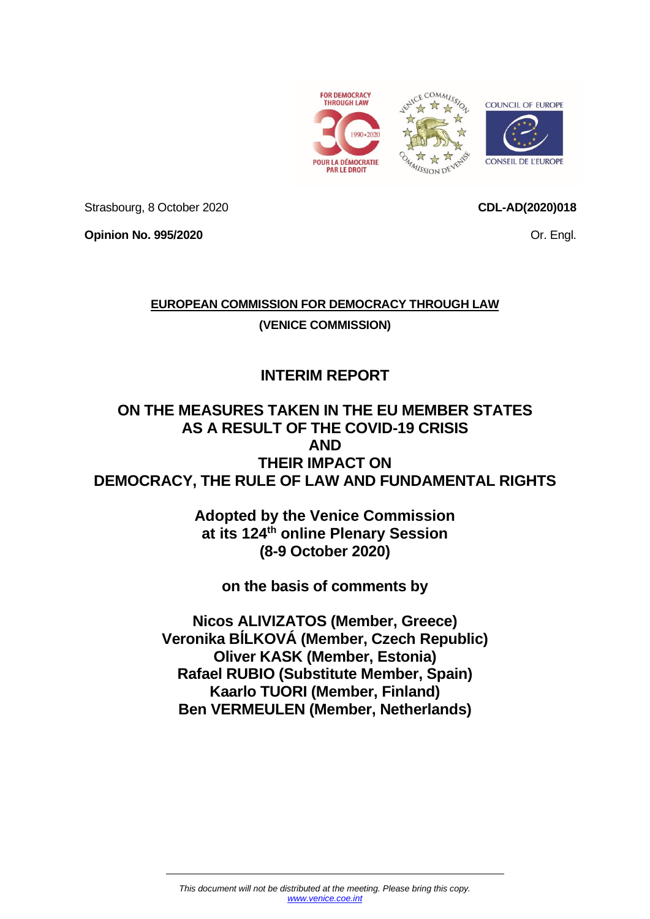Strasbourg, 8 October 2020

**CDL-AD(2020)018**

**Opinion No. 995/2020**

Or. Engl.

**EUROPEAN COMMISSION FOR DEMOCRACY THROUGH LAW**

**(VENICE COMMISSION)**

# INTERIM REPORT

# ON THE MEASURES TAKEN IN THE EU MEMBER STATES AS A RESULT OF THE COVID-19 CRISIS AND THEIR IMPACT ON DEMOCRACY, THE RULE OF LAW AND FUNDAMENTAL RIGHTS

**Adopted by the Venice Commission at its 124th online Plenary Session (8-9 October 2020)**

**on the basis of comments by**

**Nicos ALIVIZATOS (Member, Greece)**
**Veronika BÍLKOVÁ (Member, Czech Republic)**
**Oliver KASK (Member, Estonia)**
**Rafael RUBIO (Substitute Member, Spain)**
**Kaarlo TUORI (Member, Finland)**
**Ben VERMEULEN (Member, Netherlands)**

*This document will not be distributed at the meeting. Please bring this copy.*
*www.venice.coe.int*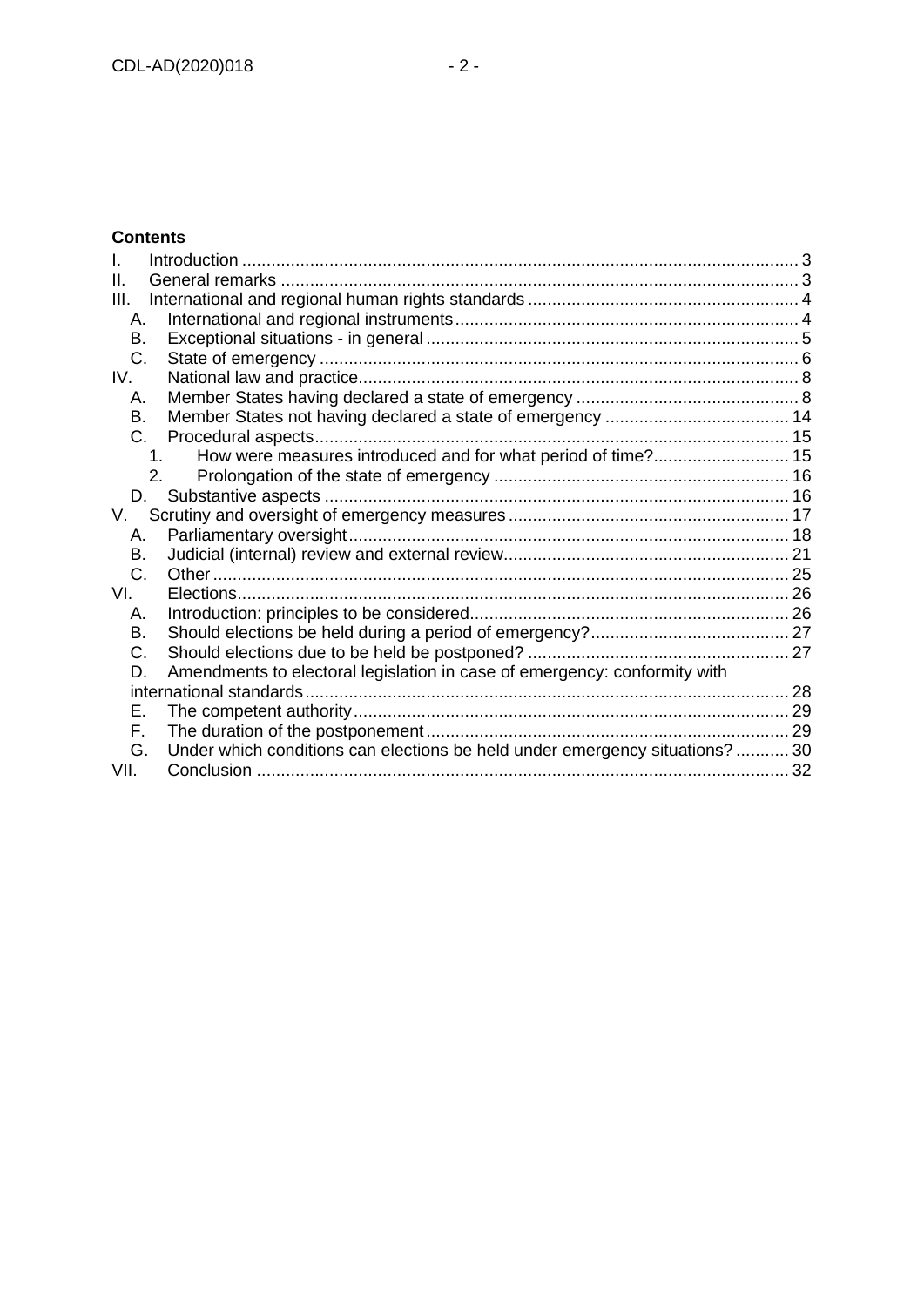**Contents**

I. Introduction ... 3
II. General remarks ... 3
III. International and regional human rights standards ... 4
  A. International and regional instruments ... 4
  B. Exceptional situations - in general ... 5
  C. State of emergency ... 6
IV. National law and practice ... 8
  A. Member States having declared a state of emergency ... 8
  B. Member States not having declared a state of emergency ... 14
  C. Procedural aspects ... 15
    1. How were measures introduced and for what period of time? ... 15
    2. Prolongation of the state of emergency ... 16
  D. Substantive aspects ... 16
V. Scrutiny and oversight of emergency measures ... 17
  A. Parliamentary oversight ... 18
  B. Judicial (internal) review and external review ... 21
  C. Other ... 25
VI. Elections ... 26
  A. Introduction: principles to be considered ... 26
  B. Should elections be held during a period of emergency? ... 27
  C. Should elections due to be held be postponed? ... 27
  D. Amendments to electoral legislation in case of emergency: conformity with international standards ... 28
  E. The competent authority ... 29
  F. The duration of the postponement ... 29
  G. Under which conditions can elections be held under emergency situations? ... 30
VII. Conclusion ... 32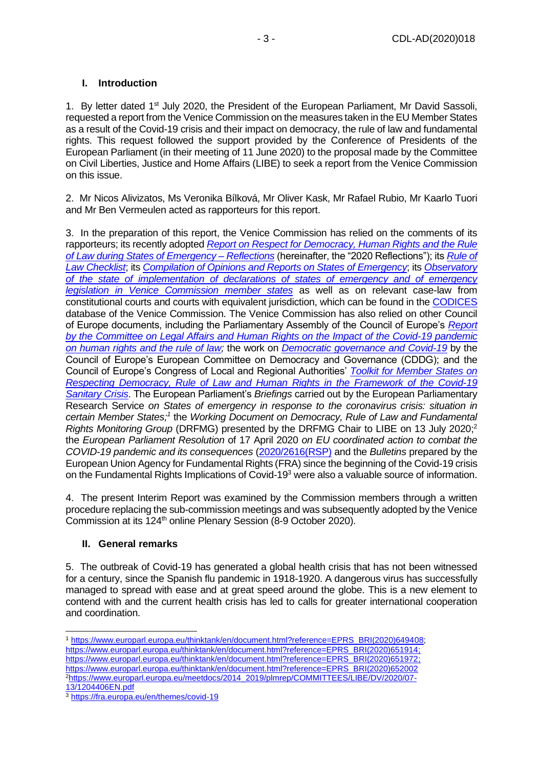## I. Introduction

1. By letter dated 1st July 2020, the President of the European Parliament, Mr David Sassoli, requested a report from the Venice Commission on the measures taken in the EU Member States as a result of the Covid-19 crisis and their impact on democracy, the rule of law and fundamental rights. This request followed the support provided by the Conference of Presidents of the European Parliament (in their meeting of 11 June 2020) to the proposal made by the Committee on Civil Liberties, Justice and Home Affairs (LIBE) to seek a report from the Venice Commission on this issue.

2. Mr Nicos Alivizatos, Ms Veronika Bílková, Mr Oliver Kask, Mr Rafael Rubio, Mr Kaarlo Tuori and Mr Ben Vermeulen acted as rapporteurs for this report.

3. In the preparation of this report, the Venice Commission has relied on the comments of its rapporteurs; its recently adopted *Report on Respect for Democracy, Human Rights and the Rule of Law during States of Emergency – Reflections* (hereinafter, the "2020 Reflections"); its *Rule of Law Checklist*; its *Compilation of Opinions and Reports on States of Emergency*; its *Observatory of the state of implementation of declarations of states of emergency and of emergency legislation in Venice Commission member states* as well as on relevant case-law from constitutional courts and courts with equivalent jurisdiction, which can be found in the CODICES database of the Venice Commission. The Venice Commission has also relied on other Council of Europe documents, including the Parliamentary Assembly of the Council of Europe's *Report by the Committee on Legal Affairs and Human Rights on the Impact of the Covid-19 pandemic on human rights and the rule of law;* the work on *Democratic governance and Covid-19* by the Council of Europe's European Committee on Democracy and Governance (CDDG); and the Council of Europe's Congress of Local and Regional Authorities' *Toolkit for Member States on Respecting Democracy, Rule of Law and Human Rights in the Framework of the Covid-19 Sanitary Crisis*. The European Parliament's *Briefings* carried out by the European Parliamentary Research Service *on States of emergency in response to the coronavirus crisis: situation in certain Member States;*[1] the *Working Document on Democracy, Rule of Law and Fundamental Rights Monitoring Group* (DRFMG) presented by the DRFMG Chair to LIBE on 13 July 2020;[2] the *European Parliament Resolution* of 17 April 2020 *on EU coordinated action to combat the COVID-19 pandemic and its consequences* (2020/2616(RSP) and the *Bulletins* prepared by the European Union Agency for Fundamental Rights (FRA) since the beginning of the Covid-19 crisis on the Fundamental Rights Implications of Covid-19[3] were also a valuable source of information.

4. The present Interim Report was examined by the Commission members through a written procedure replacing the sub-commission meetings and was subsequently adopted by the Venice Commission at its 124th online Plenary Session (8-9 October 2020).

## II. General remarks

5. The outbreak of Covid-19 has generated a global health crisis that has not been witnessed for a century, since the Spanish flu pandemic in 1918-1920. A dangerous virus has successfully managed to spread with ease and at great speed around the globe. This is a new element to contend with and the current health crisis has led to calls for greater international cooperation and coordination.

---

[1] https://www.europarl.europa.eu/thinktank/en/document.html?reference=EPRS_BRI(2020)649408; https://www.europarl.europa.eu/thinktank/en/document.html?reference=EPRS_BRI(2020)651914; https://www.europarl.europa.eu/thinktank/en/document.html?reference=EPRS_BRI(2020)651972; https://www.europarl.europa.eu/thinktank/en/document.html?reference=EPRS_BRI(2020)652002

[2] https://www.europarl.europa.eu/meetdocs/2014_2019/plmrep/COMMITTEES/LIBE/DV/2020/07-13/1204406EN.pdf

[3] https://fra.europa.eu/en/themes/covid-19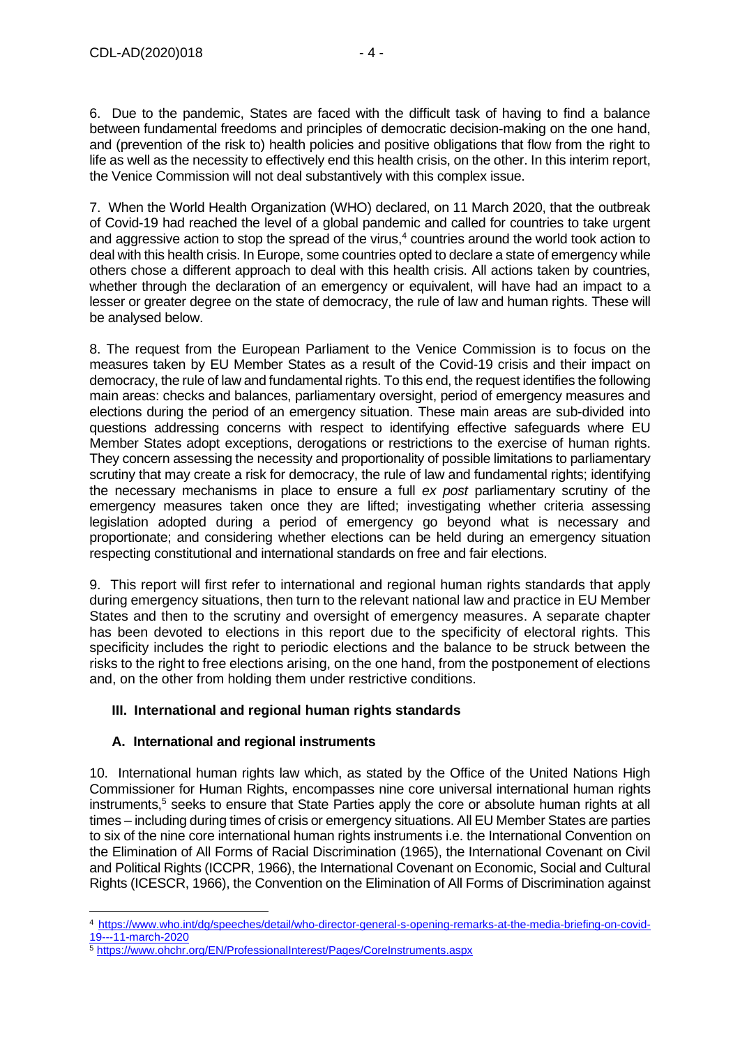6. Due to the pandemic, States are faced with the difficult task of having to find a balance between fundamental freedoms and principles of democratic decision-making on the one hand, and (prevention of the risk to) health policies and positive obligations that flow from the right to life as well as the necessity to effectively end this health crisis, on the other. In this interim report, the Venice Commission will not deal substantively with this complex issue.

7. When the World Health Organization (WHO) declared, on 11 March 2020, that the outbreak of Covid-19 had reached the level of a global pandemic and called for countries to take urgent and aggressive action to stop the spread of the virus,[4] countries around the world took action to deal with this health crisis. In Europe, some countries opted to declare a state of emergency while others chose a different approach to deal with this health crisis. All actions taken by countries, whether through the declaration of an emergency or equivalent, will have had an impact to a lesser or greater degree on the state of democracy, the rule of law and human rights. These will be analysed below.

8. The request from the European Parliament to the Venice Commission is to focus on the measures taken by EU Member States as a result of the Covid-19 crisis and their impact on democracy, the rule of law and fundamental rights. To this end, the request identifies the following main areas: checks and balances, parliamentary oversight, period of emergency measures and elections during the period of an emergency situation. These main areas are sub-divided into questions addressing concerns with respect to identifying effective safeguards where EU Member States adopt exceptions, derogations or restrictions to the exercise of human rights. They concern assessing the necessity and proportionality of possible limitations to parliamentary scrutiny that may create a risk for democracy, the rule of law and fundamental rights; identifying the necessary mechanisms in place to ensure a full *ex post* parliamentary scrutiny of the emergency measures taken once they are lifted; investigating whether criteria assessing legislation adopted during a period of emergency go beyond what is necessary and proportionate; and considering whether elections can be held during an emergency situation respecting constitutional and international standards on free and fair elections.

9. This report will first refer to international and regional human rights standards that apply during emergency situations, then turn to the relevant national law and practice in EU Member States and then to the scrutiny and oversight of emergency measures. A separate chapter has been devoted to elections in this report due to the specificity of electoral rights. This specificity includes the right to periodic elections and the balance to be struck between the risks to the right to free elections arising, on the one hand, from the postponement of elections and, on the other from holding them under restrictive conditions.

## III. International and regional human rights standards

### A. International and regional instruments

10. International human rights law which, as stated by the Office of the United Nations High Commissioner for Human Rights, encompasses nine core universal international human rights instruments,[5] seeks to ensure that State Parties apply the core or absolute human rights at all times – including during times of crisis or emergency situations. All EU Member States are parties to six of the nine core international human rights instruments i.e. the International Convention on the Elimination of All Forms of Racial Discrimination (1965), the International Covenant on Civil and Political Rights (ICCPR, 1966), the International Covenant on Economic, Social and Cultural Rights (ICESCR, 1966), the Convention on the Elimination of All Forms of Discrimination against

---

[4] https://www.who.int/dg/speeches/detail/who-director-general-s-opening-remarks-at-the-media-briefing-on-covid-19---11-march-2020

[5] https://www.ohchr.org/EN/ProfessionalInterest/Pages/CoreInstruments.aspx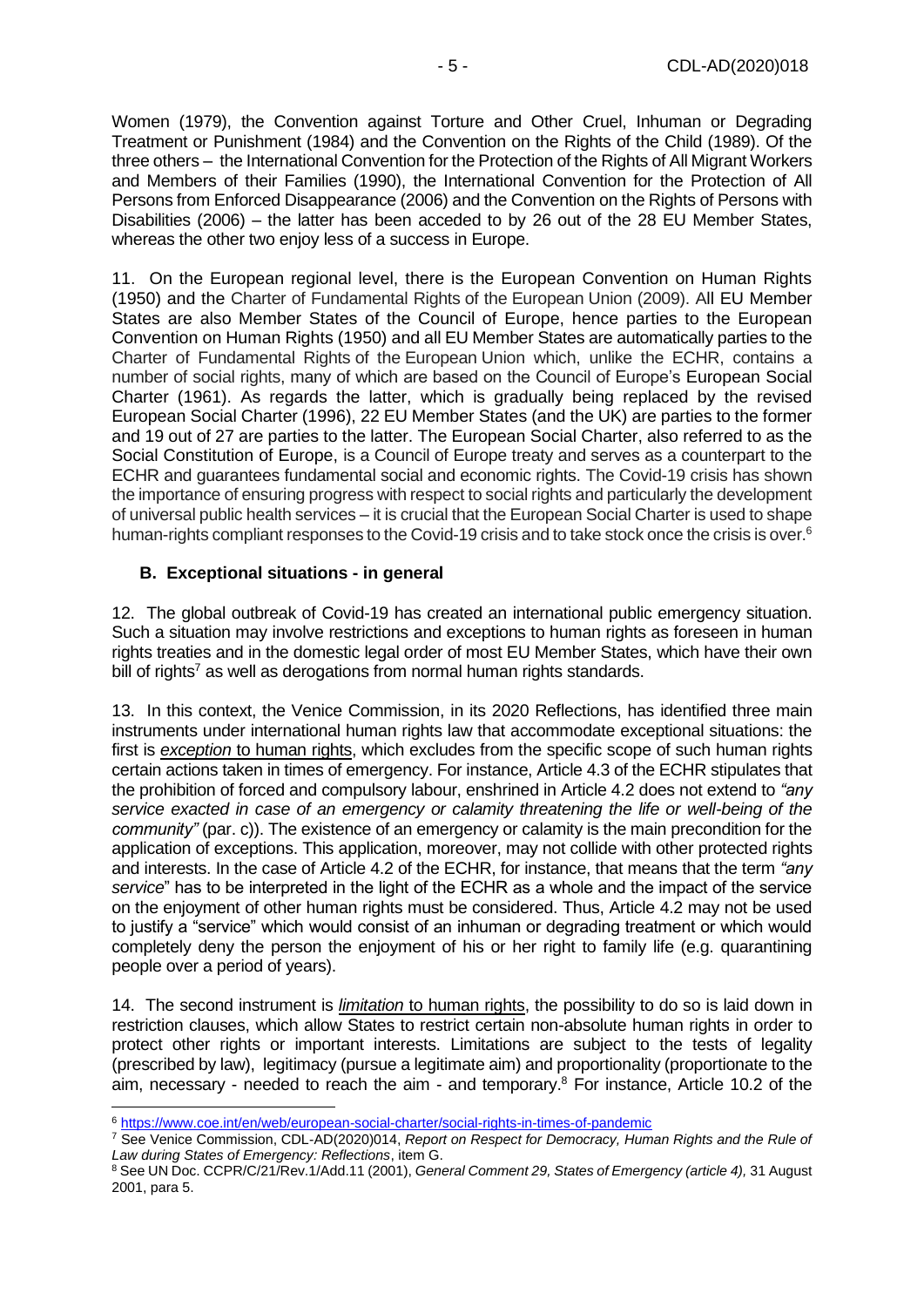Women (1979), the Convention against Torture and Other Cruel, Inhuman or Degrading Treatment or Punishment (1984) and the Convention on the Rights of the Child (1989). Of the three others – the International Convention for the Protection of the Rights of All Migrant Workers and Members of their Families (1990), the International Convention for the Protection of All Persons from Enforced Disappearance (2006) and the Convention on the Rights of Persons with Disabilities (2006) – the latter has been acceded to by 26 out of the 28 EU Member States, whereas the other two enjoy less of a success in Europe.

11. On the European regional level, there is the European Convention on Human Rights (1950) and the Charter of Fundamental Rights of the European Union (2009). All EU Member States are also Member States of the Council of Europe, hence parties to the European Convention on Human Rights (1950) and all EU Member States are automatically parties to the Charter of Fundamental Rights of the European Union which, unlike the ECHR, contains a number of social rights, many of which are based on the Council of Europe's European Social Charter (1961). As regards the latter, which is gradually being replaced by the revised European Social Charter (1996), 22 EU Member States (and the UK) are parties to the former and 19 out of 27 are parties to the latter. The European Social Charter, also referred to as the Social Constitution of Europe, is a Council of Europe treaty and serves as a counterpart to the ECHR and guarantees fundamental social and economic rights. The Covid-19 crisis has shown the importance of ensuring progress with respect to social rights and particularly the development of universal public health services – it is crucial that the European Social Charter is used to shape human-rights compliant responses to the Covid-19 crisis and to take stock once the crisis is over.[6]

### B. Exceptional situations - in general

12. The global outbreak of Covid-19 has created an international public emergency situation. Such a situation may involve restrictions and exceptions to human rights as foreseen in human rights treaties and in the domestic legal order of most EU Member States, which have their own bill of rights[7] as well as derogations from normal human rights standards.

13. In this context, the Venice Commission, in its 2020 Reflections, has identified three main instruments under international human rights law that accommodate exceptional situations: the first is *exception* to human rights, which excludes from the specific scope of such human rights certain actions taken in times of emergency. For instance, Article 4.3 of the ECHR stipulates that the prohibition of forced and compulsory labour, enshrined in Article 4.2 does not extend to *"any service exacted in case of an emergency or calamity threatening the life or well-being of the community"* (par. c)). The existence of an emergency or calamity is the main precondition for the application of exceptions. This application, moreover, may not collide with other protected rights and interests. In the case of Article 4.2 of the ECHR, for instance, that means that the term *"any service"* has to be interpreted in the light of the ECHR as a whole and the impact of the service on the enjoyment of other human rights must be considered. Thus, Article 4.2 may not be used to justify a "service" which would consist of an inhuman or degrading treatment or which would completely deny the person the enjoyment of his or her right to family life (e.g. quarantining people over a period of years).

14. The second instrument is *limitation* to human rights, the possibility to do so is laid down in restriction clauses, which allow States to restrict certain non-absolute human rights in order to protect other rights or important interests. Limitations are subject to the tests of legality (prescribed by law), legitimacy (pursue a legitimate aim) and proportionality (proportionate to the aim, necessary - needed to reach the aim - and temporary.[8] For instance, Article 10.2 of the

---

[6] https://www.coe.int/en/web/european-social-charter/social-rights-in-times-of-pandemic

[7] See Venice Commission, CDL-AD(2020)014, *Report on Respect for Democracy, Human Rights and the Rule of Law during States of Emergency: Reflections*, item G.

[8] See UN Doc. CCPR/C/21/Rev.1/Add.11 (2001), *General Comment 29, States of Emergency (article 4),* 31 August 2001, para 5.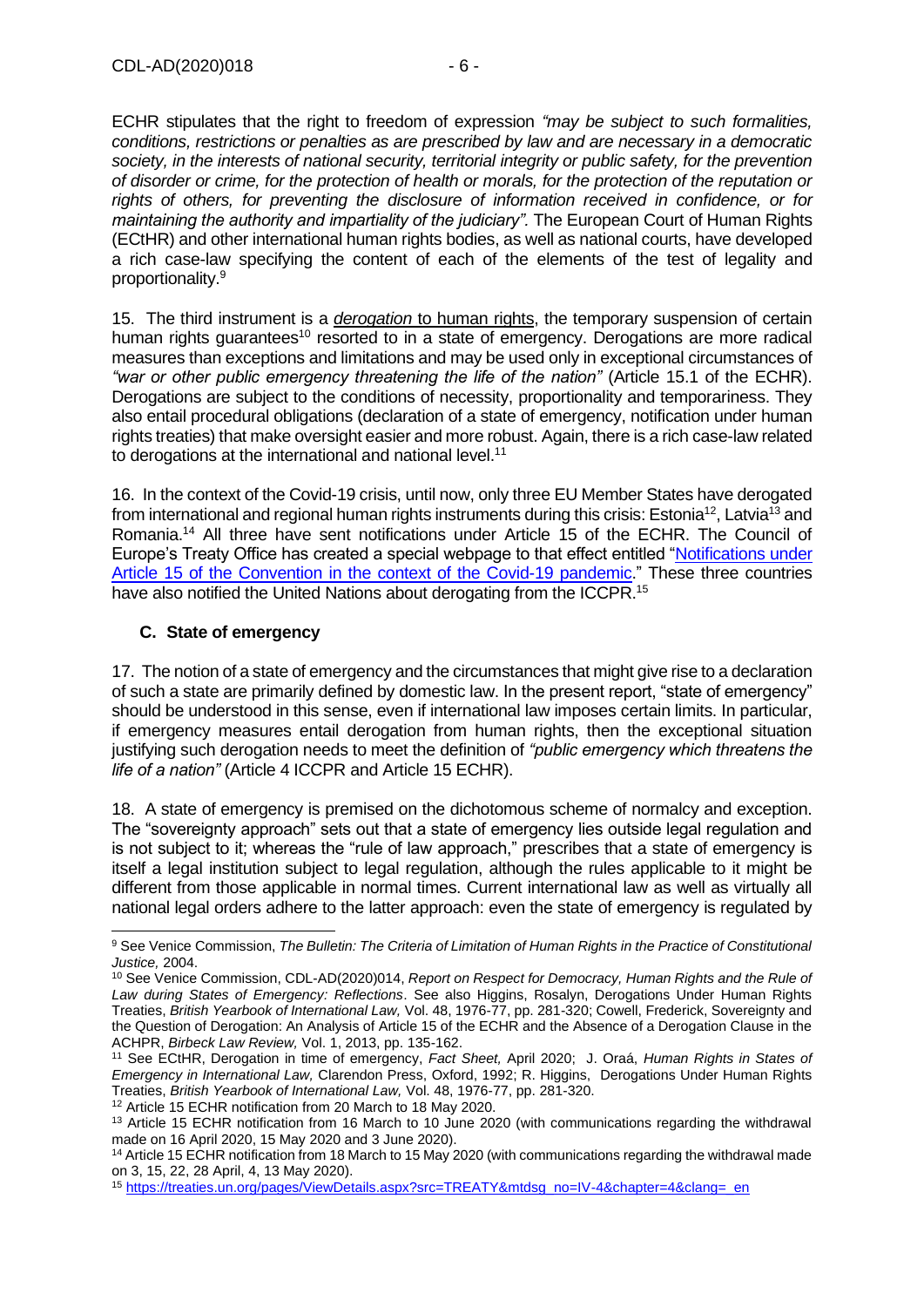ECHR stipulates that the right to freedom of expression *"may be subject to such formalities, conditions, restrictions or penalties as are prescribed by law and are necessary in a democratic society, in the interests of national security, territorial integrity or public safety, for the prevention of disorder or crime, for the protection of health or morals, for the protection of the reputation or rights of others, for preventing the disclosure of information received in confidence, or for maintaining the authority and impartiality of the judiciary".* The European Court of Human Rights (ECtHR) and other international human rights bodies, as well as national courts, have developed a rich case-law specifying the content of each of the elements of the test of legality and proportionality.[9]

15. The third instrument is a *derogation* to human rights, the temporary suspension of certain human rights guarantees[10] resorted to in a state of emergency. Derogations are more radical measures than exceptions and limitations and may be used only in exceptional circumstances of *"war or other public emergency threatening the life of the nation"* (Article 15.1 of the ECHR). Derogations are subject to the conditions of necessity, proportionality and temporariness. They also entail procedural obligations (declaration of a state of emergency, notification under human rights treaties) that make oversight easier and more robust. Again, there is a rich case-law related to derogations at the international and national level.[11]

16. In the context of the Covid-19 crisis, until now, only three EU Member States have derogated from international and regional human rights instruments during this crisis: Estonia[12], Latvia[13] and Romania.[14] All three have sent notifications under Article 15 of the ECHR. The Council of Europe's Treaty Office has created a special webpage to that effect entitled "Notifications under Article 15 of the Convention in the context of the Covid-19 pandemic." These three countries have also notified the United Nations about derogating from the ICCPR.[15]

### C. State of emergency

17. The notion of a state of emergency and the circumstances that might give rise to a declaration of such a state are primarily defined by domestic law. In the present report, "state of emergency" should be understood in this sense, even if international law imposes certain limits. In particular, if emergency measures entail derogation from human rights, then the exceptional situation justifying such derogation needs to meet the definition of *"public emergency which threatens the life of a nation"* (Article 4 ICCPR and Article 15 ECHR).

18. A state of emergency is premised on the dichotomous scheme of normalcy and exception. The "sovereignty approach" sets out that a state of emergency lies outside legal regulation and is not subject to it; whereas the "rule of law approach," prescribes that a state of emergency is itself a legal institution subject to legal regulation, although the rules applicable to it might be different from those applicable in normal times. Current international law as well as virtually all national legal orders adhere to the latter approach: even the state of emergency is regulated by

---

[9] See Venice Commission, *The Bulletin: The Criteria of Limitation of Human Rights in the Practice of Constitutional Justice,* 2004.

[10] See Venice Commission, CDL-AD(2020)014, *Report on Respect for Democracy, Human Rights and the Rule of Law during States of Emergency: Reflections*. See also Higgins, Rosalyn, Derogations Under Human Rights Treaties, *British Yearbook of International Law,* Vol. 48, 1976-77, pp. 281-320; Cowell, Frederick, Sovereignty and the Question of Derogation: An Analysis of Article 15 of the ECHR and the Absence of a Derogation Clause in the ACHPR, *Birbeck Law Review,* Vol. 1, 2013, pp. 135-162.

[11] See ECtHR, Derogation in time of emergency, *Fact Sheet,* April 2020; J. Oraá, *Human Rights in States of Emergency in International Law,* Clarendon Press, Oxford, 1992; R. Higgins, Derogations Under Human Rights Treaties, *British Yearbook of International Law,* Vol. 48, 1976-77, pp. 281-320.

[12] Article 15 ECHR notification from 20 March to 18 May 2020.

[13] Article 15 ECHR notification from 16 March to 10 June 2020 (with communications regarding the withdrawal made on 16 April 2020, 15 May 2020 and 3 June 2020).

[14] Article 15 ECHR notification from 18 March to 15 May 2020 (with communications regarding the withdrawal made on 3, 15, 22, 28 April, 4, 13 May 2020).

[15] https://treaties.un.org/pages/ViewDetails.aspx?src=TREATY&mtdsg_no=IV-4&chapter=4&clang=_en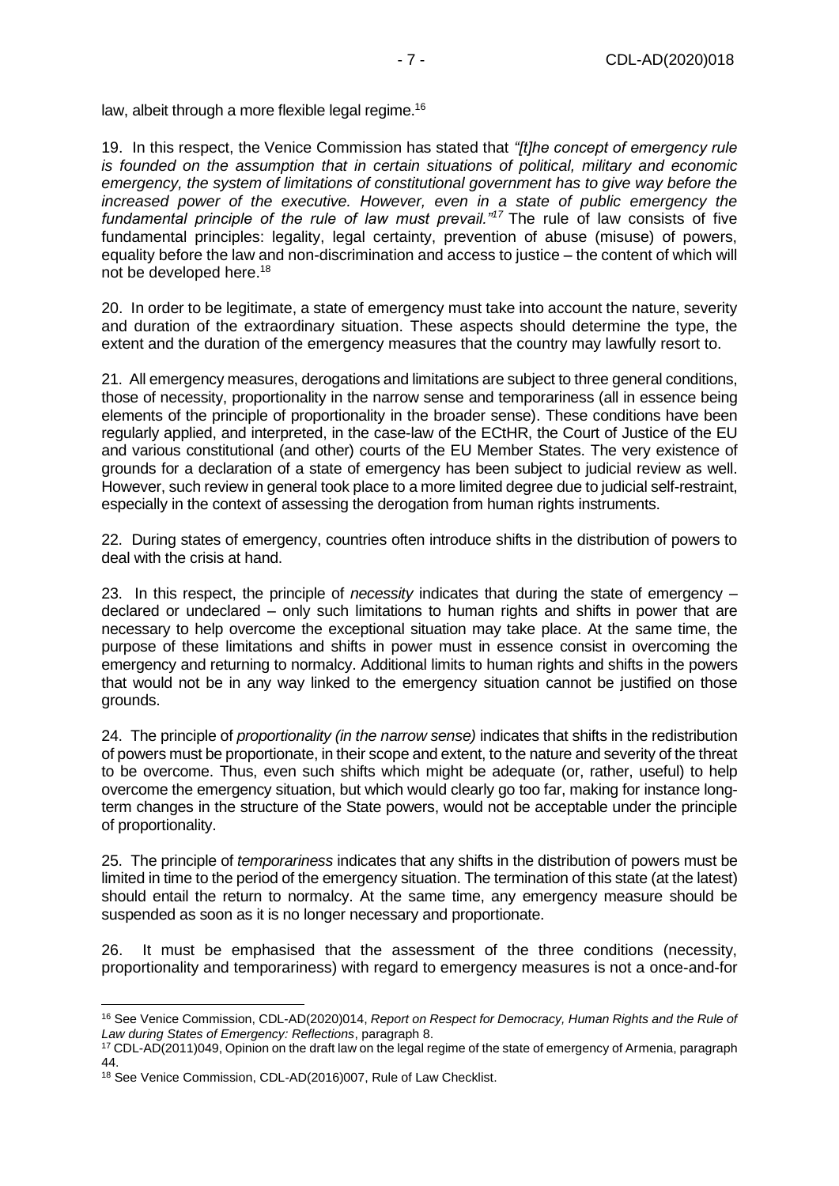law, albeit through a more flexible legal regime.[16]

19. In this respect, the Venice Commission has stated that *"[t]he concept of emergency rule is founded on the assumption that in certain situations of political, military and economic emergency, the system of limitations of constitutional government has to give way before the increased power of the executive. However, even in a state of public emergency the fundamental principle of the rule of law must prevail."*[17] The rule of law consists of five fundamental principles: legality, legal certainty, prevention of abuse (misuse) of powers, equality before the law and non-discrimination and access to justice – the content of which will not be developed here.[18]

20. In order to be legitimate, a state of emergency must take into account the nature, severity and duration of the extraordinary situation. These aspects should determine the type, the extent and the duration of the emergency measures that the country may lawfully resort to.

21. All emergency measures, derogations and limitations are subject to three general conditions, those of necessity, proportionality in the narrow sense and temporariness (all in essence being elements of the principle of proportionality in the broader sense). These conditions have been regularly applied, and interpreted, in the case-law of the ECtHR, the Court of Justice of the EU and various constitutional (and other) courts of the EU Member States. The very existence of grounds for a declaration of a state of emergency has been subject to judicial review as well. However, such review in general took place to a more limited degree due to judicial self-restraint, especially in the context of assessing the derogation from human rights instruments.

22. During states of emergency, countries often introduce shifts in the distribution of powers to deal with the crisis at hand.

23. In this respect, the principle of *necessity* indicates that during the state of emergency – declared or undeclared – only such limitations to human rights and shifts in power that are necessary to help overcome the exceptional situation may take place. At the same time, the purpose of these limitations and shifts in power must in essence consist in overcoming the emergency and returning to normalcy. Additional limits to human rights and shifts in the powers that would not be in any way linked to the emergency situation cannot be justified on those grounds.

24. The principle of *proportionality (in the narrow sense)* indicates that shifts in the redistribution of powers must be proportionate, in their scope and extent, to the nature and severity of the threat to be overcome. Thus, even such shifts which might be adequate (or, rather, useful) to help overcome the emergency situation, but which would clearly go too far, making for instance long-term changes in the structure of the State powers, would not be acceptable under the principle of proportionality.

25. The principle of *temporariness* indicates that any shifts in the distribution of powers must be limited in time to the period of the emergency situation. The termination of this state (at the latest) should entail the return to normalcy. At the same time, any emergency measure should be suspended as soon as it is no longer necessary and proportionate.

26. It must be emphasised that the assessment of the three conditions (necessity, proportionality and temporariness) with regard to emergency measures is not a once-and-for

---

[16] See Venice Commission, CDL-AD(2020)014, *Report on Respect for Democracy, Human Rights and the Rule of Law during States of Emergency: Reflections*, paragraph 8.

[17] CDL-AD(2011)049, Opinion on the draft law on the legal regime of the state of emergency of Armenia, paragraph 44.

[18] See Venice Commission, CDL-AD(2016)007, Rule of Law Checklist.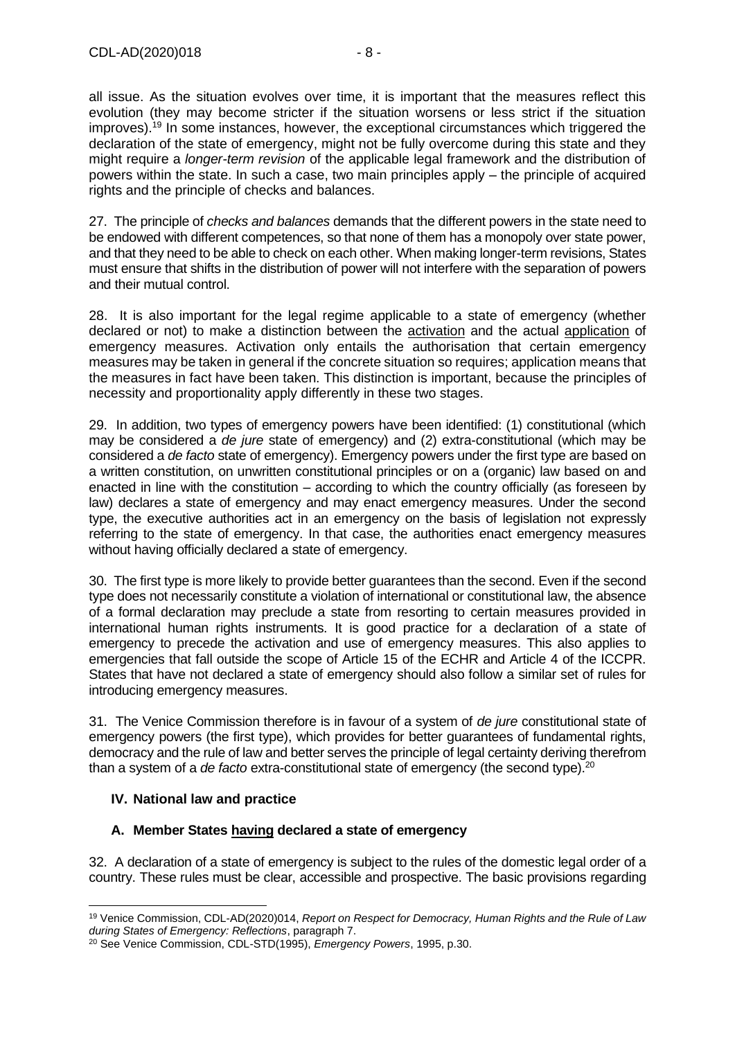all issue. As the situation evolves over time, it is important that the measures reflect this evolution (they may become stricter if the situation worsens or less strict if the situation improves).[19] In some instances, however, the exceptional circumstances which triggered the declaration of the state of emergency, might not be fully overcome during this state and they might require a *longer-term revision* of the applicable legal framework and the distribution of powers within the state. In such a case, two main principles apply – the principle of acquired rights and the principle of checks and balances.

27. The principle of *checks and balances* demands that the different powers in the state need to be endowed with different competences, so that none of them has a monopoly over state power, and that they need to be able to check on each other. When making longer-term revisions, States must ensure that shifts in the distribution of power will not interfere with the separation of powers and their mutual control.

28. It is also important for the legal regime applicable to a state of emergency (whether declared or not) to make a distinction between the activation and the actual application of emergency measures. Activation only entails the authorisation that certain emergency measures may be taken in general if the concrete situation so requires; application means that the measures in fact have been taken. This distinction is important, because the principles of necessity and proportionality apply differently in these two stages.

29. In addition, two types of emergency powers have been identified: (1) constitutional (which may be considered a *de jure* state of emergency) and (2) extra-constitutional (which may be considered a *de facto* state of emergency). Emergency powers under the first type are based on a written constitution, on unwritten constitutional principles or on a (organic) law based on and enacted in line with the constitution – according to which the country officially (as foreseen by law) declares a state of emergency and may enact emergency measures. Under the second type, the executive authorities act in an emergency on the basis of legislation not expressly referring to the state of emergency. In that case, the authorities enact emergency measures without having officially declared a state of emergency.

30. The first type is more likely to provide better guarantees than the second. Even if the second type does not necessarily constitute a violation of international or constitutional law, the absence of a formal declaration may preclude a state from resorting to certain measures provided in international human rights instruments. It is good practice for a declaration of a state of emergency to precede the activation and use of emergency measures. This also applies to emergencies that fall outside the scope of Article 15 of the ECHR and Article 4 of the ICCPR. States that have not declared a state of emergency should also follow a similar set of rules for introducing emergency measures.

31. The Venice Commission therefore is in favour of a system of *de jure* constitutional state of emergency powers (the first type), which provides for better guarantees of fundamental rights, democracy and the rule of law and better serves the principle of legal certainty deriving therefrom than a system of a *de facto* extra-constitutional state of emergency (the second type).[20]

## IV. National law and practice

### A. Member States having declared a state of emergency

32. A declaration of a state of emergency is subject to the rules of the domestic legal order of a country. These rules must be clear, accessible and prospective. The basic provisions regarding

---

[19] Venice Commission, CDL-AD(2020)014, *Report on Respect for Democracy, Human Rights and the Rule of Law during States of Emergency: Reflections*, paragraph 7.

[20] See Venice Commission, CDL-STD(1995), *Emergency Powers*, 1995, p.30.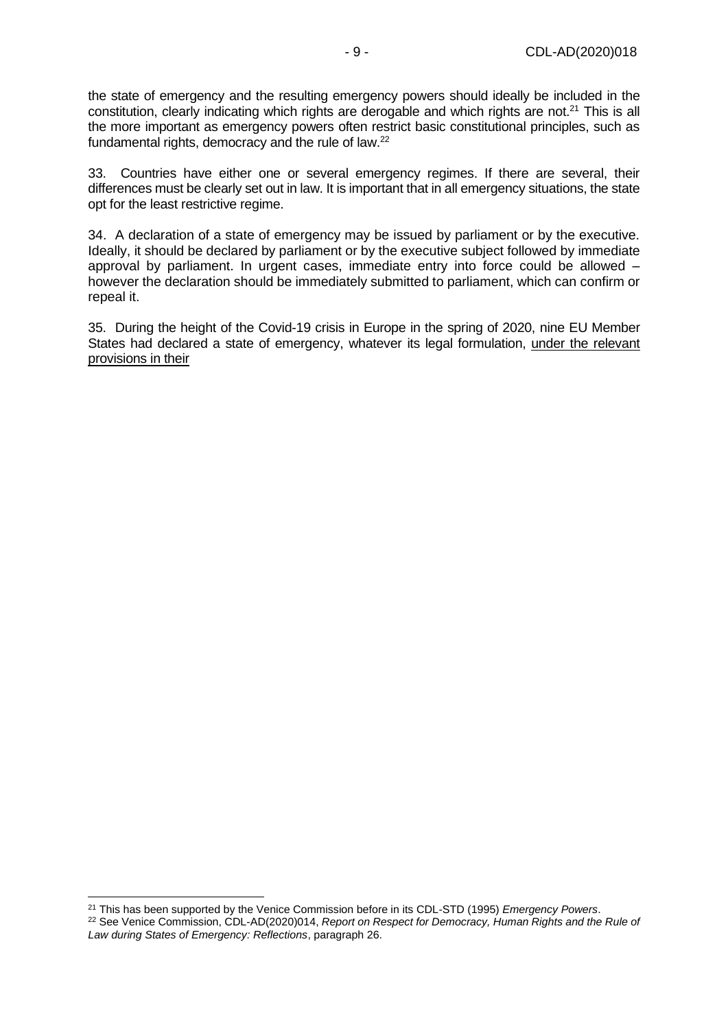the state of emergency and the resulting emergency powers should ideally be included in the constitution, clearly indicating which rights are derogable and which rights are not.[21] This is all the more important as emergency powers often restrict basic constitutional principles, such as fundamental rights, democracy and the rule of law.[22]

33. Countries have either one or several emergency regimes. If there are several, their differences must be clearly set out in law. It is important that in all emergency situations, the state opt for the least restrictive regime.

34. A declaration of a state of emergency may be issued by parliament or by the executive. Ideally, it should be declared by parliament or by the executive subject followed by immediate approval by parliament. In urgent cases, immediate entry into force could be allowed – however the declaration should be immediately submitted to parliament, which can confirm or repeal it.

35. During the height of the Covid-19 crisis in Europe in the spring of 2020, nine EU Member States had declared a state of emergency, whatever its legal formulation, <u>under the relevant provisions in their</u>

---

[21] This has been supported by the Venice Commission before in its CDL-STD (1995) *Emergency Powers*.

[22] See Venice Commission, CDL-AD(2020)014, *Report on Respect for Democracy, Human Rights and the Rule of Law during States of Emergency: Reflections*, paragraph 26.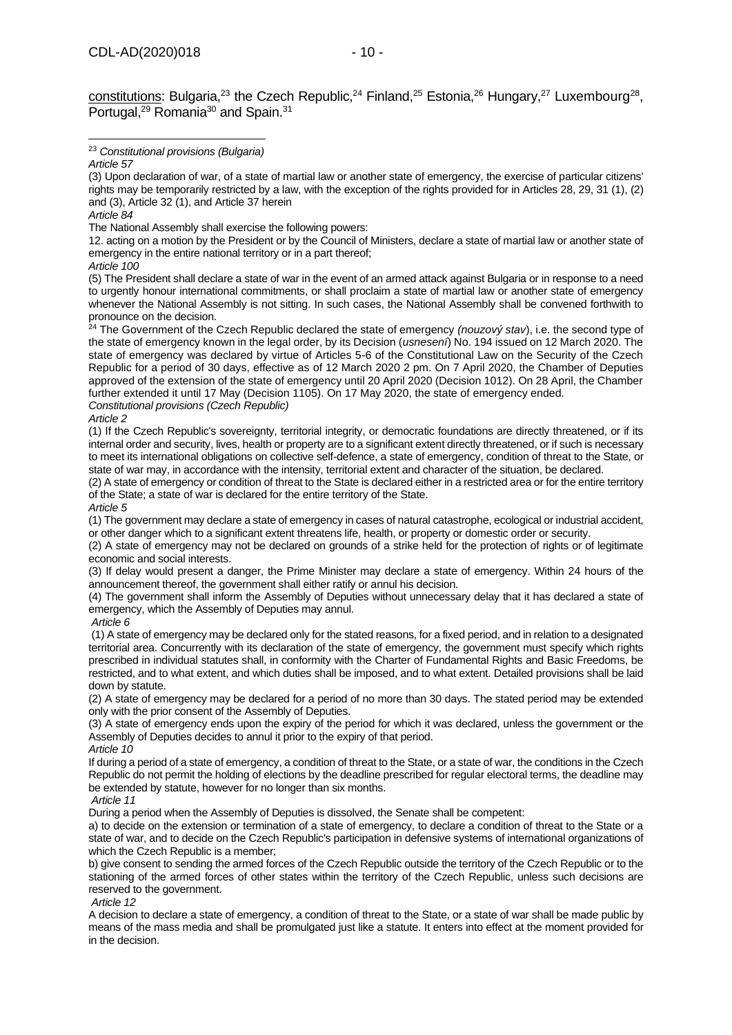constitutions: Bulgaria,[23] the Czech Republic,[24] Finland,[25] Estonia,[26] Hungary,[27] Luxembourg[28], Portugal,[29] Romania[30] and Spain.[31]

---

[23] *Constitutional provisions (Bulgaria)*
*Article 57*
(3) Upon declaration of war, of a state of martial law or another state of emergency, the exercise of particular citizens' rights may be temporarily restricted by a law, with the exception of the rights provided for in Articles 28, 29, 31 (1), (2) and (3), Article 32 (1), and Article 37 herein
*Article 84*
The National Assembly shall exercise the following powers:
12. acting on a motion by the President or by the Council of Ministers, declare a state of martial law or another state of emergency in the entire national territory or in a part thereof;
*Article 100*
(5) The President shall declare a state of war in the event of an armed attack against Bulgaria or in response to a need to urgently honour international commitments, or shall proclaim a state of martial law or another state of emergency whenever the National Assembly is not sitting. In such cases, the National Assembly shall be convened forthwith to pronounce on the decision.

[24] The Government of the Czech Republic declared the state of emergency *(nouzový stav)*, i.e. the second type of the state of emergency known in the legal order, by its Decision (*usnesení*) No. 194 issued on 12 March 2020. The state of emergency was declared by virtue of Articles 5-6 of the Constitutional Law on the Security of the Czech Republic for a period of 30 days, effective as of 12 March 2020 2 pm. On 7 April 2020, the Chamber of Deputies approved of the extension of the state of emergency until 20 April 2020 (Decision 1012). On 28 April, the Chamber further extended it until 17 May (Decision 1105). On 17 May 2020, the state of emergency ended.
*Constitutional provisions (Czech Republic)*
*Article 2*
(1) If the Czech Republic's sovereignty, territorial integrity, or democratic foundations are directly threatened, or if its internal order and security, lives, health or property are to a significant extent directly threatened, or if such is necessary to meet its international obligations on collective self-defence, a state of emergency, condition of threat to the State, or state of war may, in accordance with the intensity, territorial extent and character of the situation, be declared.
(2) A state of emergency or condition of threat to the State is declared either in a restricted area or for the entire territory of the State; a state of war is declared for the entire territory of the State.
*Article 5*
(1) The government may declare a state of emergency in cases of natural catastrophe, ecological or industrial accident, or other danger which to a significant extent threatens life, health, or property or domestic order or security.
(2) A state of emergency may not be declared on grounds of a strike held for the protection of rights or of legitimate economic and social interests.
(3) If delay would present a danger, the Prime Minister may declare a state of emergency. Within 24 hours of the announcement thereof, the government shall either ratify or annul his decision.
(4) The government shall inform the Assembly of Deputies without unnecessary delay that it has declared a state of emergency, which the Assembly of Deputies may annul.
*Article 6*
(1) A state of emergency may be declared only for the stated reasons, for a fixed period, and in relation to a designated territorial area. Concurrently with its declaration of the state of emergency, the government must specify which rights prescribed in individual statutes shall, in conformity with the Charter of Fundamental Rights and Basic Freedoms, be restricted, and to what extent, and which duties shall be imposed, and to what extent. Detailed provisions shall be laid down by statute.
(2) A state of emergency may be declared for a period of no more than 30 days. The stated period may be extended only with the prior consent of the Assembly of Deputies.
(3) A state of emergency ends upon the expiry of the period for which it was declared, unless the government or the Assembly of Deputies decides to annul it prior to the expiry of that period.
*Article 10*
If during a period of a state of emergency, a condition of threat to the State, or a state of war, the conditions in the Czech Republic do not permit the holding of elections by the deadline prescribed for regular electoral terms, the deadline may be extended by statute, however for no longer than six months.
*Article 11*
During a period when the Assembly of Deputies is dissolved, the Senate shall be competent:
a) to decide on the extension or termination of a state of emergency, to declare a condition of threat to the State or a state of war, and to decide on the Czech Republic's participation in defensive systems of international organizations of which the Czech Republic is a member;
b) give consent to sending the armed forces of the Czech Republic outside the territory of the Czech Republic or to the stationing of the armed forces of other states within the territory of the Czech Republic, unless such decisions are reserved to the government.
*Article 12*
A decision to declare a state of emergency, a condition of threat to the State, or a state of war shall be made public by means of the mass media and shall be promulgated just like a statute. It enters into effect at the moment provided for in the decision.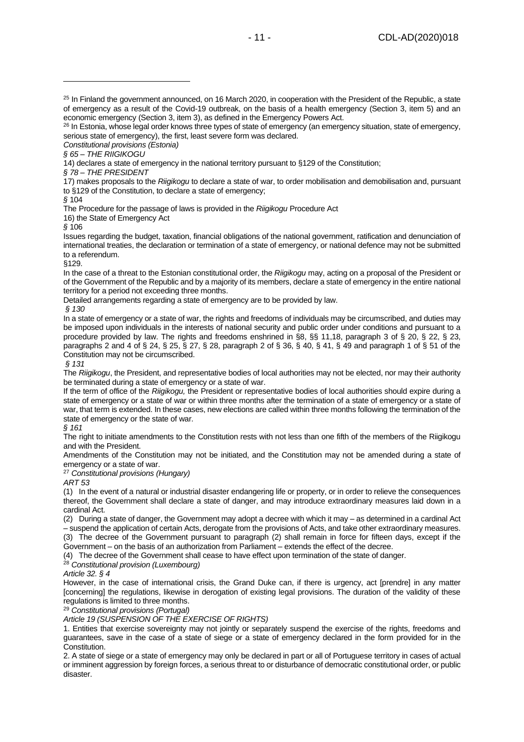[25] In Finland the government announced, on 16 March 2020, in cooperation with the President of the Republic, a state of emergency as a result of the Covid-19 outbreak, on the basis of a health emergency (Section 3, item 5) and an economic emergency (Section 3, item 3), as defined in the Emergency Powers Act.

[26] In Estonia, whose legal order knows three types of state of emergency (an emergency situation, state of emergency, serious state of emergency), the first, least severe form was declared.

*Constitutional provisions (Estonia)*

*§ 65 – THE RIIGIKOGU*

14) declares a state of emergency in the national territory pursuant to §129 of the Constitution;

*§ 78 – THE PRESIDENT*

17) makes proposals to the *Riigikogu* to declare a state of war, to order mobilisation and demobilisation and, pursuant to §129 of the Constitution, to declare a state of emergency;

*§* 104

The Procedure for the passage of laws is provided in the *Riigikogu* Procedure Act

16) the State of Emergency Act

*§* 106

Issues regarding the budget, taxation, financial obligations of the national government, ratification and denunciation of international treaties, the declaration or termination of a state of emergency, or national defence may not be submitted to a referendum.

§129.

In the case of a threat to the Estonian constitutional order, the *Riigikogu* may, acting on a proposal of the President or of the Government of the Republic and by a majority of its members, declare a state of emergency in the entire national territory for a period not exceeding three months.

Detailed arrangements regarding a state of emergency are to be provided by law.

*§ 130*

In a state of emergency or a state of war, the rights and freedoms of individuals may be circumscribed, and duties may be imposed upon individuals in the interests of national security and public order under conditions and pursuant to a procedure provided by law. The rights and freedoms enshrined in §8, §§ 11,18, paragraph 3 of § 20, § 22, § 23, paragraphs 2 and 4 of § 24, § 25, § 27, § 28, paragraph 2 of § 36, § 40, § 41, § 49 and paragraph 1 of § 51 of the Constitution may not be circumscribed.

*§ 131*

The *Riigikogu*, the President, and representative bodies of local authorities may not be elected, nor may their authority be terminated during a state of emergency or a state of war.

If the term of office of the *Riigikogu,* the President or representative bodies of local authorities should expire during a state of emergency or a state of war or within three months after the termination of a state of emergency or a state of war, that term is extended. In these cases, new elections are called within three months following the termination of the state of emergency or the state of war.

*§ 161*

The right to initiate amendments to the Constitution rests with not less than one fifth of the members of the Riigikogu and with the President.

Amendments of the Constitution may not be initiated, and the Constitution may not be amended during a state of emergency or a state of war.

[27] *Constitutional provisions (Hungary)*

*ART 53*

(1) In the event of a natural or industrial disaster endangering life or property, or in order to relieve the consequences thereof, the Government shall declare a state of danger, and may introduce extraordinary measures laid down in a cardinal Act.

(2) During a state of danger, the Government may adopt a decree with which it may – as determined in a cardinal Act – suspend the application of certain Acts, derogate from the provisions of Acts, and take other extraordinary measures.

(3) The decree of the Government pursuant to paragraph (2) shall remain in force for fifteen days, except if the Government – on the basis of an authorization from Parliament – extends the effect of the decree.

(4) The decree of the Government shall cease to have effect upon termination of the state of danger.

[28] *Constitutional provision (Luxembourg)*

*Article 32. § 4*

However, in the case of international crisis, the Grand Duke can, if there is urgency, act [prendre] in any matter [concerning] the regulations, likewise in derogation of existing legal provisions. The duration of the validity of these regulations is limited to three months.

[29] *Constitutional provisions (Portugal)*

*Article 19 (SUSPENSION OF THE EXERCISE OF RIGHTS)*

1. Entities that exercise sovereignty may not jointly or separately suspend the exercise of the rights, freedoms and guarantees, save in the case of a state of siege or a state of emergency declared in the form provided for in the Constitution.

2. A state of siege or a state of emergency may only be declared in part or all of Portuguese territory in cases of actual or imminent aggression by foreign forces, a serious threat to or disturbance of democratic constitutional order, or public disaster.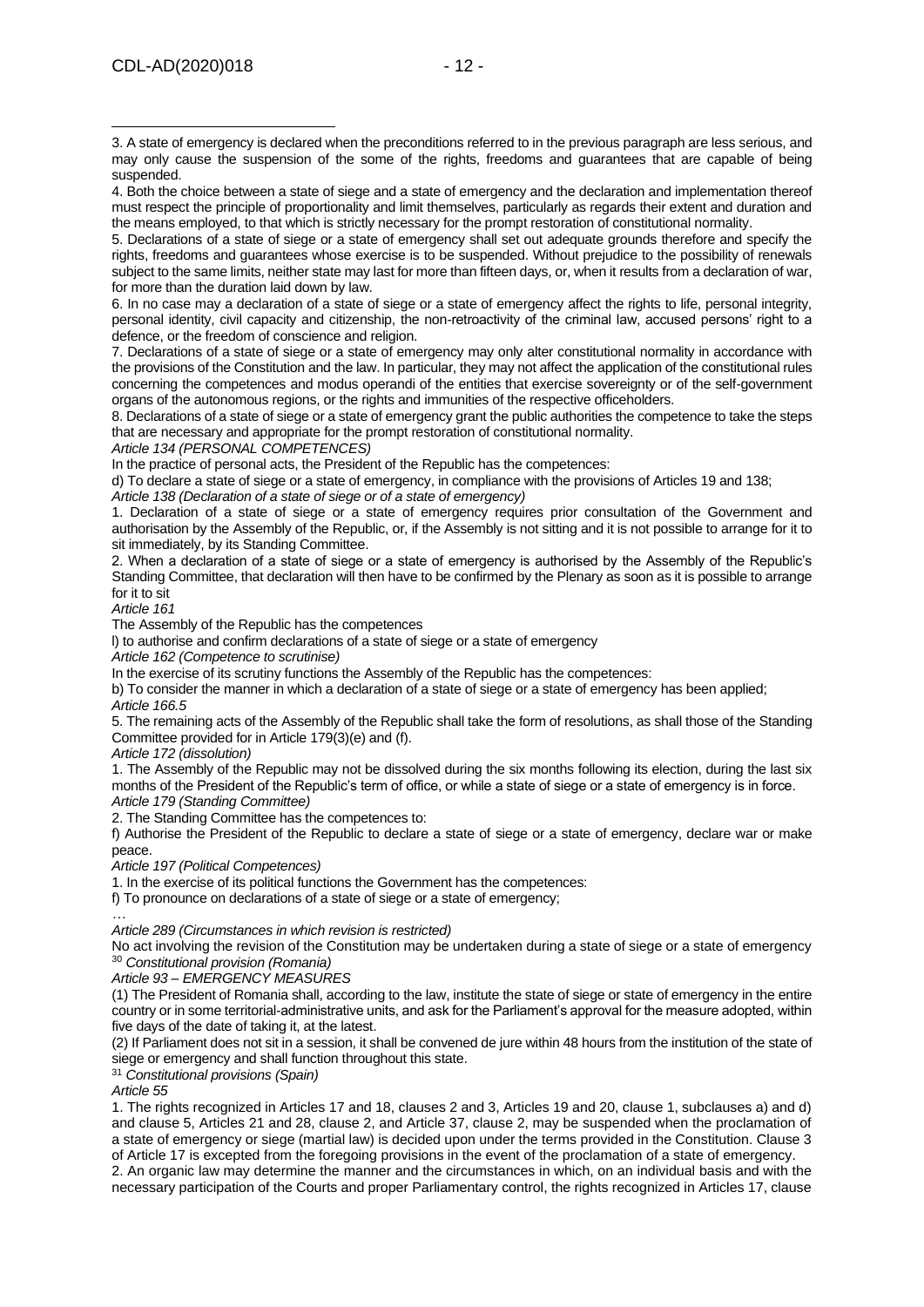3. A state of emergency is declared when the preconditions referred to in the previous paragraph are less serious, and may only cause the suspension of the some of the rights, freedoms and guarantees that are capable of being suspended.

4. Both the choice between a state of siege and a state of emergency and the declaration and implementation thereof must respect the principle of proportionality and limit themselves, particularly as regards their extent and duration and the means employed, to that which is strictly necessary for the prompt restoration of constitutional normality.

5. Declarations of a state of siege or a state of emergency shall set out adequate grounds therefore and specify the rights, freedoms and guarantees whose exercise is to be suspended. Without prejudice to the possibility of renewals subject to the same limits, neither state may last for more than fifteen days, or, when it results from a declaration of war, for more than the duration laid down by law.

6. In no case may a declaration of a state of siege or a state of emergency affect the rights to life, personal integrity, personal identity, civil capacity and citizenship, the non-retroactivity of the criminal law, accused persons' right to a defence, or the freedom of conscience and religion.

7. Declarations of a state of siege or a state of emergency may only alter constitutional normality in accordance with the provisions of the Constitution and the law. In particular, they may not affect the application of the constitutional rules concerning the competences and modus operandi of the entities that exercise sovereignty or of the self-government organs of the autonomous regions, or the rights and immunities of the respective officeholders.

8. Declarations of a state of siege or a state of emergency grant the public authorities the competence to take the steps that are necessary and appropriate for the prompt restoration of constitutional normality.

*Article 134 (PERSONAL COMPETENCES)*

In the practice of personal acts, the President of the Republic has the competences:

d) To declare a state of siege or a state of emergency, in compliance with the provisions of Articles 19 and 138;

*Article 138 (Declaration of a state of siege or of a state of emergency)*

1. Declaration of a state of siege or a state of emergency requires prior consultation of the Government and authorisation by the Assembly of the Republic, or, if the Assembly is not sitting and it is not possible to arrange for it to sit immediately, by its Standing Committee.

2. When a declaration of a state of siege or a state of emergency is authorised by the Assembly of the Republic's Standing Committee, that declaration will then have to be confirmed by the Plenary as soon as it is possible to arrange for it to sit

*Article 161*

The Assembly of the Republic has the competences

l) to authorise and confirm declarations of a state of siege or a state of emergency

*Article 162 (Competence to scrutinise)*

In the exercise of its scrutiny functions the Assembly of the Republic has the competences:

b) To consider the manner in which a declaration of a state of siege or a state of emergency has been applied;

*Article 166.5*

5. The remaining acts of the Assembly of the Republic shall take the form of resolutions, as shall those of the Standing Committee provided for in Article 179(3)(e) and (f).

*Article 172 (dissolution)*

1. The Assembly of the Republic may not be dissolved during the six months following its election, during the last six months of the President of the Republic's term of office, or while a state of siege or a state of emergency is in force.

*Article 179 (Standing Committee)*

2. The Standing Committee has the competences to:

f) Authorise the President of the Republic to declare a state of siege or a state of emergency, declare war or make peace.

*Article 197 (Political Competences)*

1. In the exercise of its political functions the Government has the competences:

f) To pronounce on declarations of a state of siege or a state of emergency;

…

*Article 289 (Circumstances in which revision is restricted)*

No act involving the revision of the Constitution may be undertaken during a state of siege or a state of emergency

[30] *Constitutional provision (Romania)*

*Article 93 – EMERGENCY MEASURES*

(1) The President of Romania shall, according to the law, institute the state of siege or state of emergency in the entire country or in some territorial-administrative units, and ask for the Parliament's approval for the measure adopted, within five days of the date of taking it, at the latest.

(2) If Parliament does not sit in a session, it shall be convened de jure within 48 hours from the institution of the state of siege or emergency and shall function throughout this state.

[31] *Constitutional provisions (Spain)*

*Article 55*

1. The rights recognized in Articles 17 and 18, clauses 2 and 3, Articles 19 and 20, clause 1, subclauses a) and d) and clause 5, Articles 21 and 28, clause 2, and Article 37, clause 2, may be suspended when the proclamation of a state of emergency or siege (martial law) is decided upon under the terms provided in the Constitution. Clause 3 of Article 17 is excepted from the foregoing provisions in the event of the proclamation of a state of emergency.

2. An organic law may determine the manner and the circumstances in which, on an individual basis and with the necessary participation of the Courts and proper Parliamentary control, the rights recognized in Articles 17, clause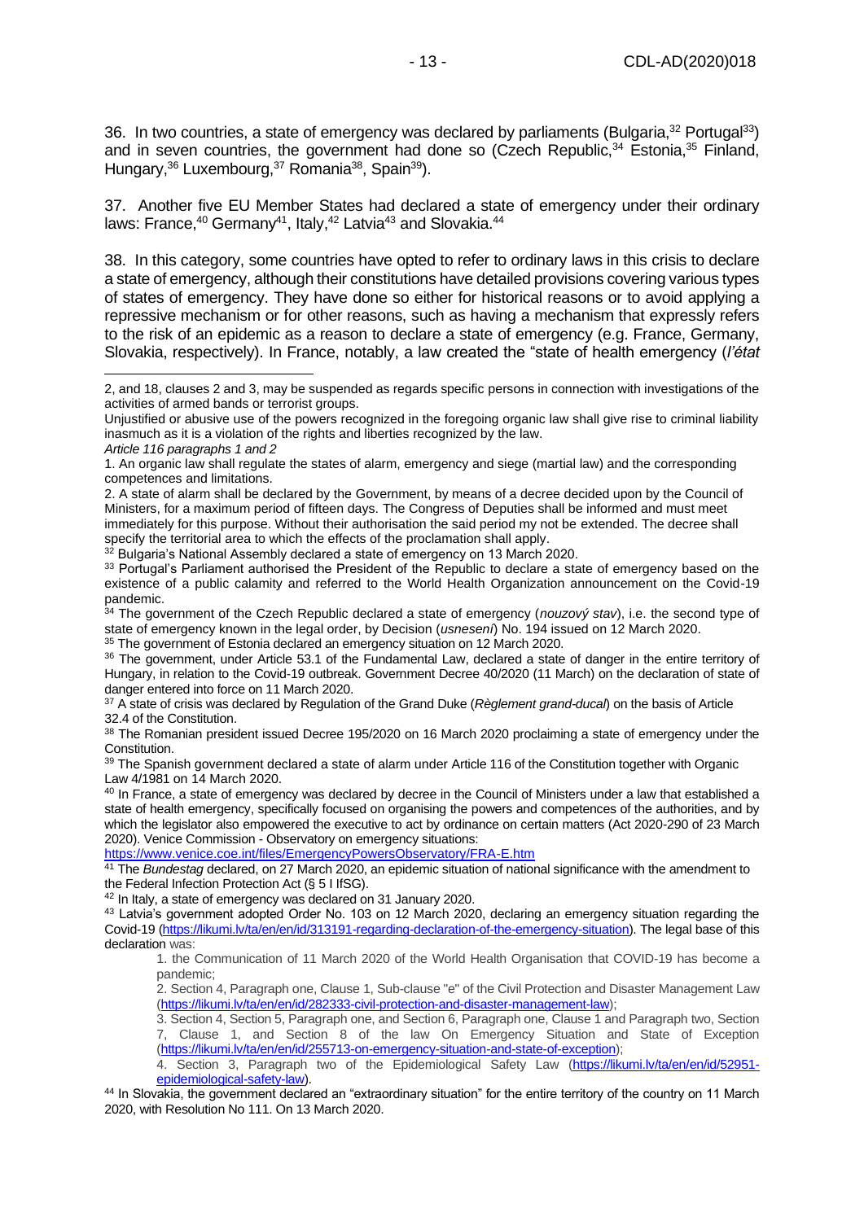36. In two countries, a state of emergency was declared by parliaments (Bulgaria,[32] Portugal[33]) and in seven countries, the government had done so (Czech Republic,[34] Estonia,[35] Finland, Hungary,[36] Luxembourg,[37] Romania[38], Spain[39]).

37. Another five EU Member States had declared a state of emergency under their ordinary laws: France,[40] Germany[41], Italy,[42] Latvia[43] and Slovakia.[44]

38. In this category, some countries have opted to refer to ordinary laws in this crisis to declare a state of emergency, although their constitutions have detailed provisions covering various types of states of emergency. They have done so either for historical reasons or to avoid applying a repressive mechanism or for other reasons, such as having a mechanism that expressly refers to the risk of an epidemic as a reason to declare a state of emergency (e.g. France, Germany, Slovakia, respectively). In France, notably, a law created the "state of health emergency (*l'état*

---

2, and 18, clauses 2 and 3, may be suspended as regards specific persons in connection with investigations of the activities of armed bands or terrorist groups.

Unjustified or abusive use of the powers recognized in the foregoing organic law shall give rise to criminal liability inasmuch as it is a violation of the rights and liberties recognized by the law.

*Article 116 paragraphs 1 and 2*

1. An organic law shall regulate the states of alarm, emergency and siege (martial law) and the corresponding competences and limitations.

2. A state of alarm shall be declared by the Government, by means of a decree decided upon by the Council of Ministers, for a maximum period of fifteen days. The Congress of Deputies shall be informed and must meet immediately for this purpose. Without their authorisation the said period my not be extended. The decree shall specify the territorial area to which the effects of the proclamation shall apply.

[32] Bulgaria's National Assembly declared a state of emergency on 13 March 2020.

[33] Portugal's Parliament authorised the President of the Republic to declare a state of emergency based on the existence of a public calamity and referred to the World Health Organization announcement on the Covid-19 pandemic.

[34] The government of the Czech Republic declared a state of emergency (*nouzový stav*), i.e. the second type of state of emergency known in the legal order, by Decision (*usnesení*) No. 194 issued on 12 March 2020.

[35] The government of Estonia declared an emergency situation on 12 March 2020.

[36] The government, under Article 53.1 of the Fundamental Law, declared a state of danger in the entire territory of Hungary, in relation to the Covid-19 outbreak. Government Decree 40/2020 (11 March) on the declaration of state of danger entered into force on 11 March 2020.

[37] A state of crisis was declared by Regulation of the Grand Duke (*Règlement grand-ducal*) on the basis of Article 32.4 of the Constitution.

[38] The Romanian president issued Decree 195/2020 on 16 March 2020 proclaiming a state of emergency under the Constitution.

[39] The Spanish government declared a state of alarm under Article 116 of the Constitution together with Organic Law 4/1981 on 14 March 2020.

[40] In France, a state of emergency was declared by decree in the Council of Ministers under a law that established a state of health emergency, specifically focused on organising the powers and competences of the authorities, and by which the legislator also empowered the executive to act by ordinance on certain matters (Act 2020-290 of 23 March 2020). Venice Commission - Observatory on emergency situations: https://www.venice.coe.int/files/EmergencyPowersObservatory/FRA-E.htm

[41] The *Bundestag* declared, on 27 March 2020, an epidemic situation of national significance with the amendment to the Federal Infection Protection Act (§ 5 I IfSG).

[42] In Italy, a state of emergency was declared on 31 January 2020.

[43] Latvia's government adopted Order No. 103 on 12 March 2020, declaring an emergency situation regarding the Covid-19 (https://likumi.lv/ta/en/en/id/313191-regarding-declaration-of-the-emergency-situation). The legal base of this declaration was:

> 1. the Communication of 11 March 2020 of the World Health Organisation that COVID-19 has become a pandemic;
>
> 2. Section 4, Paragraph one, Clause 1, Sub-clause "e" of the Civil Protection and Disaster Management Law (https://likumi.lv/ta/en/en/id/282333-civil-protection-and-disaster-management-law);
>
> 3. Section 4, Section 5, Paragraph one, and Section 6, Paragraph one, Clause 1 and Paragraph two, Section 7, Clause 1, and Section 8 of the law On Emergency Situation and State of Exception (https://likumi.lv/ta/en/en/id/255713-on-emergency-situation-and-state-of-exception);
>
> 4. Section 3, Paragraph two of the Epidemiological Safety Law (https://likumi.lv/ta/en/en/id/52951-epidemiological-safety-law).

[44] In Slovakia, the government declared an "extraordinary situation" for the entire territory of the country on 11 March 2020, with Resolution No 111. On 13 March 2020.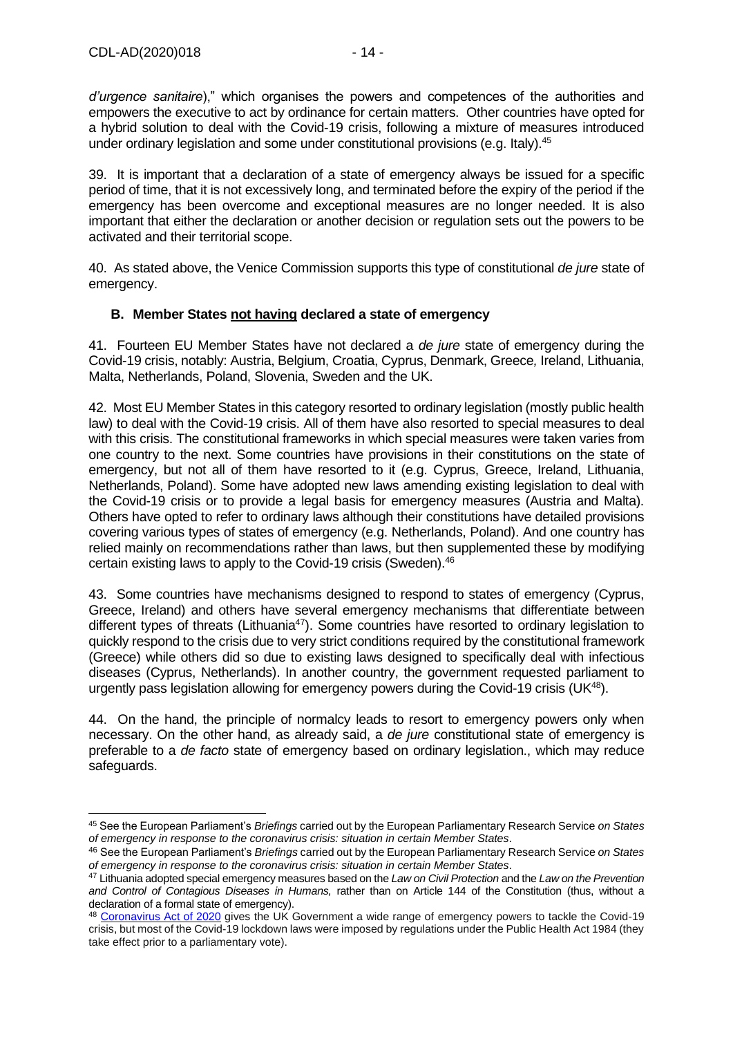*d'urgence sanitaire*)," which organises the powers and competences of the authorities and empowers the executive to act by ordinance for certain matters. Other countries have opted for a hybrid solution to deal with the Covid-19 crisis, following a mixture of measures introduced under ordinary legislation and some under constitutional provisions (e.g. Italy).[45]

39. It is important that a declaration of a state of emergency always be issued for a specific period of time, that it is not excessively long, and terminated before the expiry of the period if the emergency has been overcome and exceptional measures are no longer needed. It is also important that either the declaration or another decision or regulation sets out the powers to be activated and their territorial scope.

40. As stated above, the Venice Commission supports this type of constitutional *de jure* state of emergency.

### B. Member States not having declared a state of emergency

41. Fourteen EU Member States have not declared a *de jure* state of emergency during the Covid-19 crisis, notably: Austria, Belgium, Croatia, Cyprus, Denmark, Greece*,* Ireland, Lithuania, Malta, Netherlands, Poland, Slovenia, Sweden and the UK.

42. Most EU Member States in this category resorted to ordinary legislation (mostly public health law) to deal with the Covid-19 crisis. All of them have also resorted to special measures to deal with this crisis. The constitutional frameworks in which special measures were taken varies from one country to the next. Some countries have provisions in their constitutions on the state of emergency, but not all of them have resorted to it (e.g. Cyprus, Greece, Ireland, Lithuania, Netherlands, Poland). Some have adopted new laws amending existing legislation to deal with the Covid-19 crisis or to provide a legal basis for emergency measures (Austria and Malta). Others have opted to refer to ordinary laws although their constitutions have detailed provisions covering various types of states of emergency (e.g. Netherlands, Poland). And one country has relied mainly on recommendations rather than laws, but then supplemented these by modifying certain existing laws to apply to the Covid-19 crisis (Sweden).[46]

43. Some countries have mechanisms designed to respond to states of emergency (Cyprus, Greece, Ireland) and others have several emergency mechanisms that differentiate between different types of threats (Lithuania[47]). Some countries have resorted to ordinary legislation to quickly respond to the crisis due to very strict conditions required by the constitutional framework (Greece) while others did so due to existing laws designed to specifically deal with infectious diseases (Cyprus, Netherlands). In another country, the government requested parliament to urgently pass legislation allowing for emergency powers during the Covid-19 crisis (UK[48]).

44. On the hand, the principle of normalcy leads to resort to emergency powers only when necessary. On the other hand, as already said, a *de jure* constitutional state of emergency is preferable to a *de facto* state of emergency based on ordinary legislation., which may reduce safeguards.

---

[45] See the European Parliament's *Briefings* carried out by the European Parliamentary Research Service *on States of emergency in response to the coronavirus crisis: situation in certain Member States*.

[46] See the European Parliament's *Briefings* carried out by the European Parliamentary Research Service *on States of emergency in response to the coronavirus crisis: situation in certain Member States*.

[47] Lithuania adopted special emergency measures based on the *Law on Civil Protection* and the *Law on the Prevention and Control of Contagious Diseases in Humans,* rather than on Article 144 of the Constitution (thus, without a declaration of a formal state of emergency).

[48] Coronavirus Act of 2020 gives the UK Government a wide range of emergency powers to tackle the Covid-19 crisis, but most of the Covid-19 lockdown laws were imposed by regulations under the Public Health Act 1984 (they take effect prior to a parliamentary vote).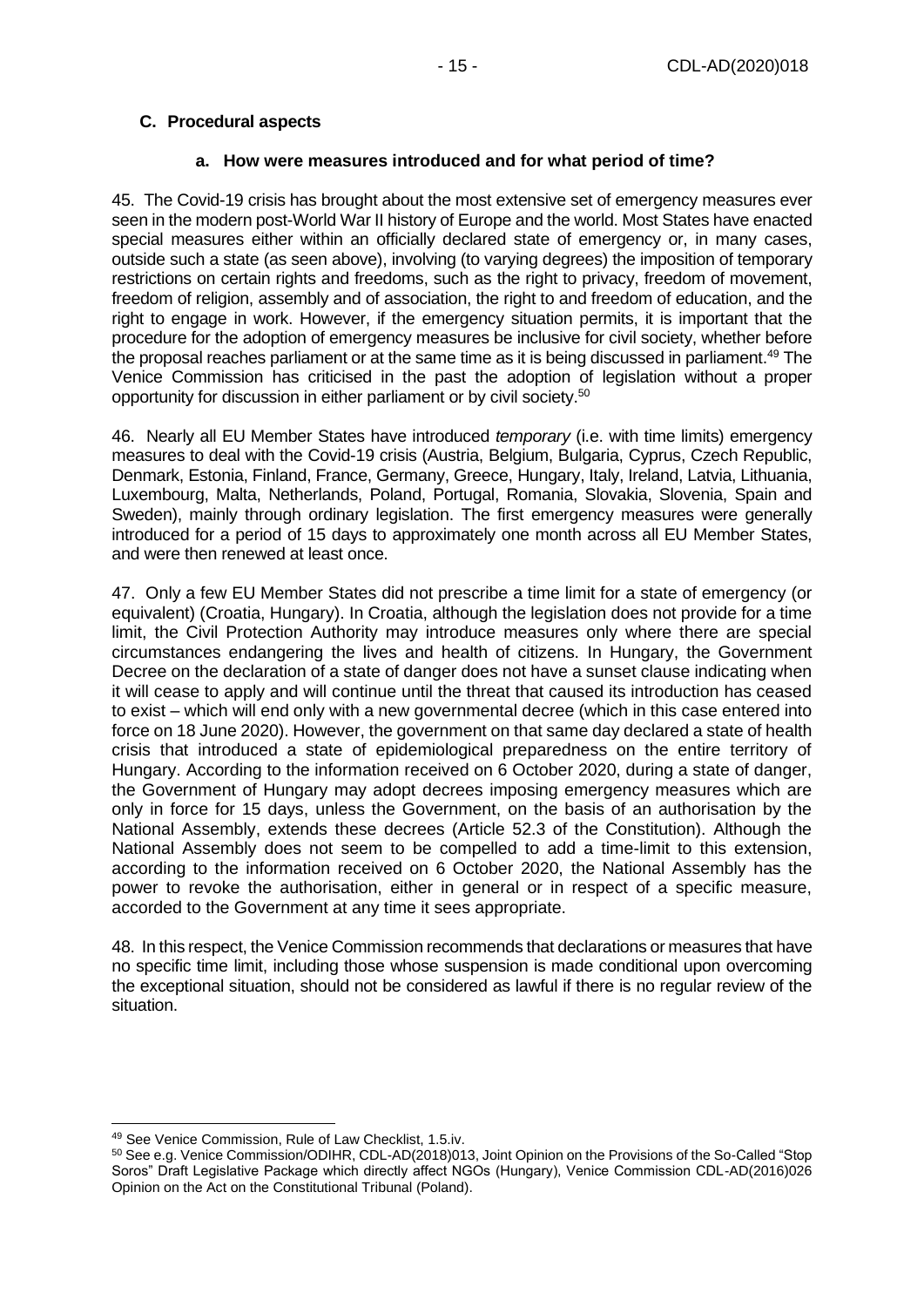### C. Procedural aspects

#### a. How were measures introduced and for what period of time?

45. The Covid-19 crisis has brought about the most extensive set of emergency measures ever seen in the modern post-World War II history of Europe and the world. Most States have enacted special measures either within an officially declared state of emergency or, in many cases, outside such a state (as seen above), involving (to varying degrees) the imposition of temporary restrictions on certain rights and freedoms, such as the right to privacy, freedom of movement, freedom of religion, assembly and of association, the right to and freedom of education, and the right to engage in work. However, if the emergency situation permits, it is important that the procedure for the adoption of emergency measures be inclusive for civil society, whether before the proposal reaches parliament or at the same time as it is being discussed in parliament.[49] The Venice Commission has criticised in the past the adoption of legislation without a proper opportunity for discussion in either parliament or by civil society.[50]

46. Nearly all EU Member States have introduced *temporary* (i.e. with time limits) emergency measures to deal with the Covid-19 crisis (Austria, Belgium, Bulgaria, Cyprus, Czech Republic, Denmark, Estonia, Finland, France, Germany, Greece, Hungary, Italy, Ireland, Latvia, Lithuania, Luxembourg, Malta, Netherlands, Poland, Portugal, Romania, Slovakia, Slovenia, Spain and Sweden), mainly through ordinary legislation. The first emergency measures were generally introduced for a period of 15 days to approximately one month across all EU Member States, and were then renewed at least once.

47. Only a few EU Member States did not prescribe a time limit for a state of emergency (or equivalent) (Croatia, Hungary). In Croatia, although the legislation does not provide for a time limit, the Civil Protection Authority may introduce measures only where there are special circumstances endangering the lives and health of citizens. In Hungary, the Government Decree on the declaration of a state of danger does not have a sunset clause indicating when it will cease to apply and will continue until the threat that caused its introduction has ceased to exist – which will end only with a new governmental decree (which in this case entered into force on 18 June 2020). However, the government on that same day declared a state of health crisis that introduced a state of epidemiological preparedness on the entire territory of Hungary. According to the information received on 6 October 2020, during a state of danger, the Government of Hungary may adopt decrees imposing emergency measures which are only in force for 15 days, unless the Government, on the basis of an authorisation by the National Assembly, extends these decrees (Article 52.3 of the Constitution). Although the National Assembly does not seem to be compelled to add a time-limit to this extension, according to the information received on 6 October 2020, the National Assembly has the power to revoke the authorisation, either in general or in respect of a specific measure, accorded to the Government at any time it sees appropriate.

48. In this respect, the Venice Commission recommends that declarations or measures that have no specific time limit, including those whose suspension is made conditional upon overcoming the exceptional situation, should not be considered as lawful if there is no regular review of the situation.

---

[49] See Venice Commission, Rule of Law Checklist, 1.5.iv.

[50] See e.g. Venice Commission/ODIHR, CDL-AD(2018)013, Joint Opinion on the Provisions of the So-Called "Stop Soros" Draft Legislative Package which directly affect NGOs (Hungary), Venice Commission CDL-AD(2016)026 Opinion on the Act on the Constitutional Tribunal (Poland).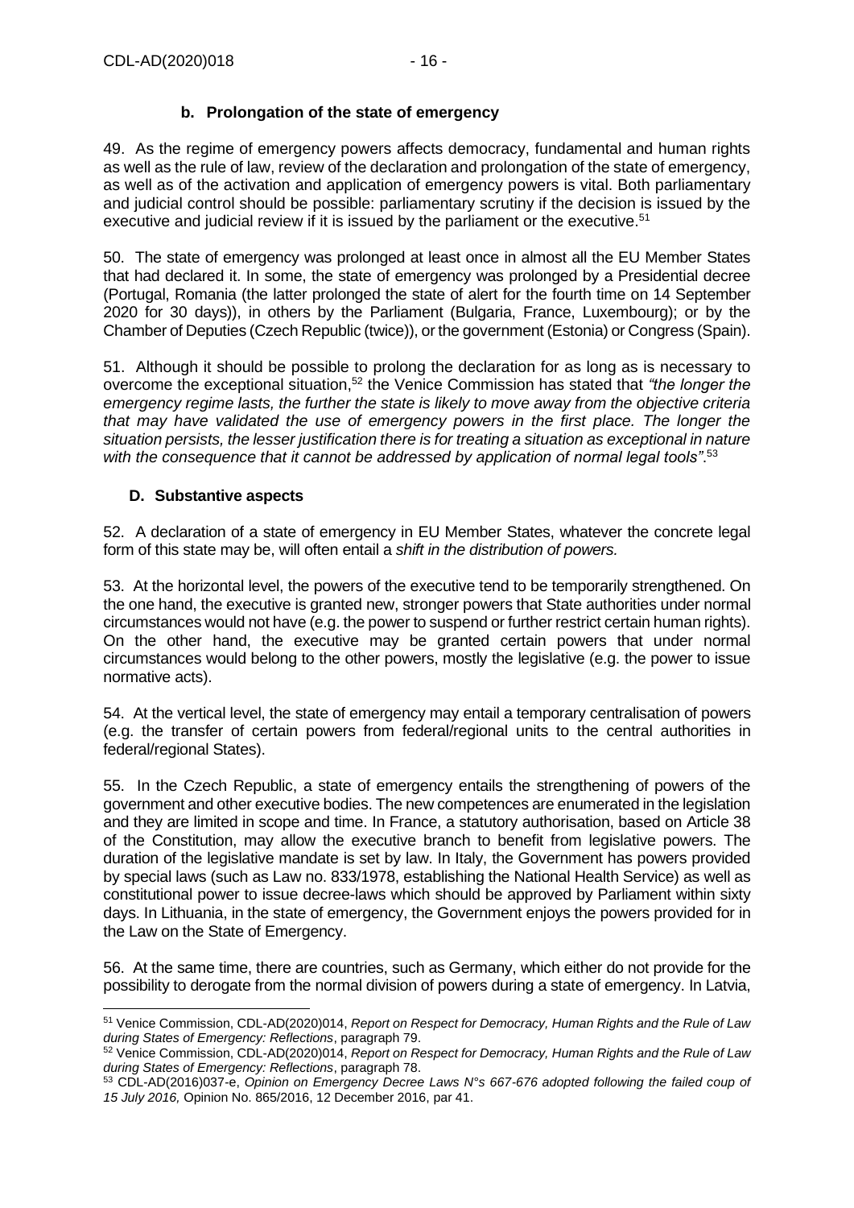### b. Prolongation of the state of emergency

49. As the regime of emergency powers affects democracy, fundamental and human rights as well as the rule of law, review of the declaration and prolongation of the state of emergency, as well as of the activation and application of emergency powers is vital. Both parliamentary and judicial control should be possible: parliamentary scrutiny if the decision is issued by the executive and judicial review if it is issued by the parliament or the executive.[51]

50. The state of emergency was prolonged at least once in almost all the EU Member States that had declared it. In some, the state of emergency was prolonged by a Presidential decree (Portugal, Romania (the latter prolonged the state of alert for the fourth time on 14 September 2020 for 30 days)), in others by the Parliament (Bulgaria, France, Luxembourg); or by the Chamber of Deputies (Czech Republic (twice)), or the government (Estonia) or Congress (Spain).

51. Although it should be possible to prolong the declaration for as long as is necessary to overcome the exceptional situation,[52] the Venice Commission has stated that *"the longer the emergency regime lasts, the further the state is likely to move away from the objective criteria that may have validated the use of emergency powers in the first place. The longer the situation persists, the lesser justification there is for treating a situation as exceptional in nature with the consequence that it cannot be addressed by application of normal legal tools"*.[53]

## D. Substantive aspects

52. A declaration of a state of emergency in EU Member States, whatever the concrete legal form of this state may be, will often entail a *shift in the distribution of powers.*

53. At the horizontal level, the powers of the executive tend to be temporarily strengthened. On the one hand, the executive is granted new, stronger powers that State authorities under normal circumstances would not have (e.g. the power to suspend or further restrict certain human rights). On the other hand, the executive may be granted certain powers that under normal circumstances would belong to the other powers, mostly the legislative (e.g. the power to issue normative acts).

54. At the vertical level, the state of emergency may entail a temporary centralisation of powers (e.g. the transfer of certain powers from federal/regional units to the central authorities in federal/regional States).

55. In the Czech Republic, a state of emergency entails the strengthening of powers of the government and other executive bodies. The new competences are enumerated in the legislation and they are limited in scope and time. In France, a statutory authorisation, based on Article 38 of the Constitution, may allow the executive branch to benefit from legislative powers. The duration of the legislative mandate is set by law. In Italy, the Government has powers provided by special laws (such as Law no. 833/1978, establishing the National Health Service) as well as constitutional power to issue decree-laws which should be approved by Parliament within sixty days. In Lithuania, in the state of emergency, the Government enjoys the powers provided for in the Law on the State of Emergency.

56. At the same time, there are countries, such as Germany, which either do not provide for the possibility to derogate from the normal division of powers during a state of emergency. In Latvia,

---

[51] Venice Commission, CDL-AD(2020)014, *Report on Respect for Democracy, Human Rights and the Rule of Law during States of Emergency: Reflections*, paragraph 79.

[52] Venice Commission, CDL-AD(2020)014, *Report on Respect for Democracy, Human Rights and the Rule of Law during States of Emergency: Reflections*, paragraph 78.

[53] CDL-AD(2016)037-e, *Opinion on Emergency Decree Laws N°s 667-676 adopted following the failed coup of 15 July 2016,* Opinion No. 865/2016, 12 December 2016, par 41.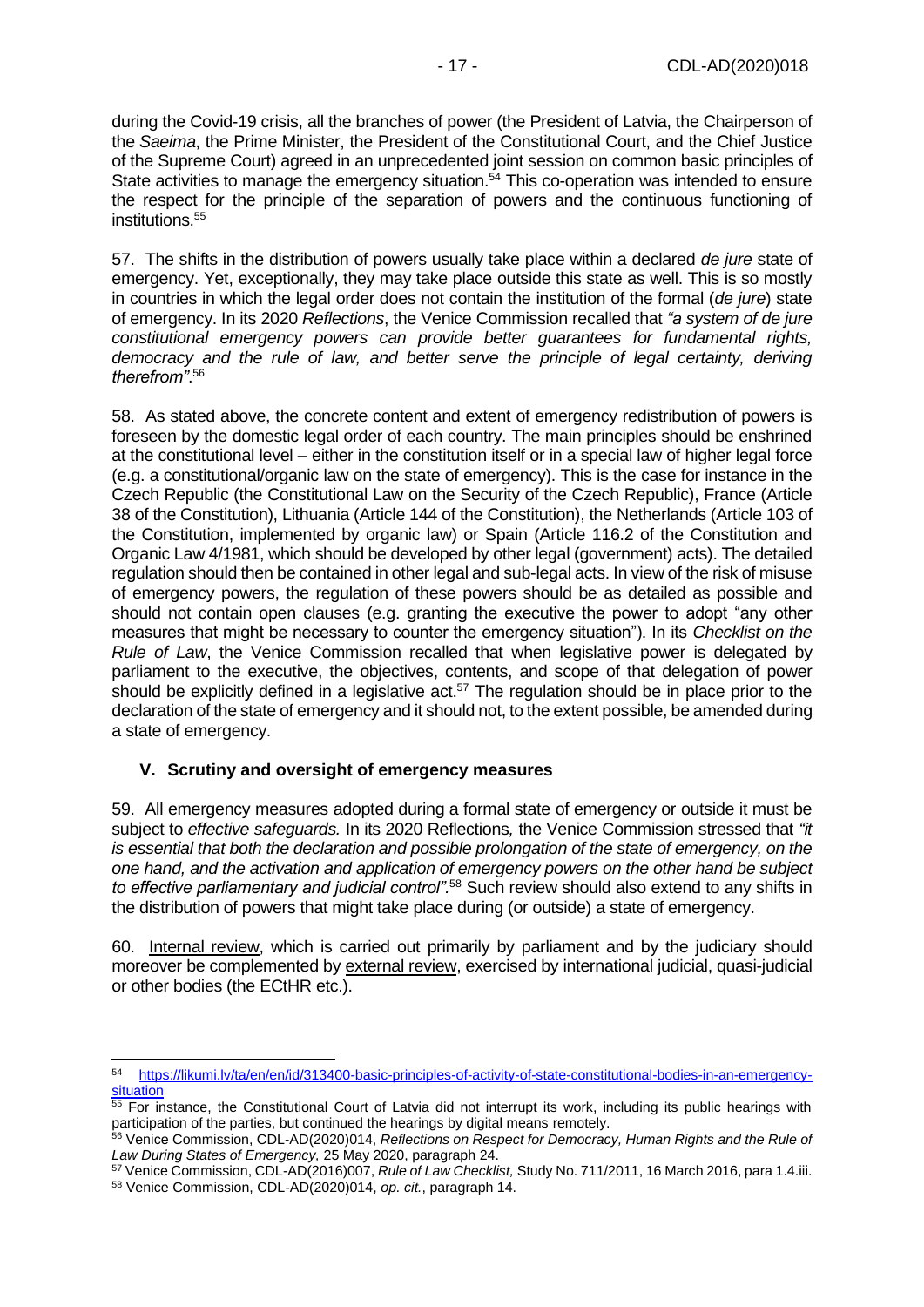during the Covid-19 crisis, all the branches of power (the President of Latvia, the Chairperson of the *Saeima*, the Prime Minister, the President of the Constitutional Court, and the Chief Justice of the Supreme Court) agreed in an unprecedented joint session on common basic principles of State activities to manage the emergency situation.[54] This co-operation was intended to ensure the respect for the principle of the separation of powers and the continuous functioning of institutions.[55]

57. The shifts in the distribution of powers usually take place within a declared *de jure* state of emergency. Yet, exceptionally, they may take place outside this state as well. This is so mostly in countries in which the legal order does not contain the institution of the formal (*de jure*) state of emergency. In its 2020 *Reflections*, the Venice Commission recalled that *"a system of de jure constitutional emergency powers can provide better guarantees for fundamental rights, democracy and the rule of law, and better serve the principle of legal certainty, deriving therefrom"*.[56]

58. As stated above, the concrete content and extent of emergency redistribution of powers is foreseen by the domestic legal order of each country. The main principles should be enshrined at the constitutional level – either in the constitution itself or in a special law of higher legal force (e.g. a constitutional/organic law on the state of emergency). This is the case for instance in the Czech Republic (the Constitutional Law on the Security of the Czech Republic), France (Article 38 of the Constitution), Lithuania (Article 144 of the Constitution), the Netherlands (Article 103 of the Constitution, implemented by organic law) or Spain (Article 116.2 of the Constitution and Organic Law 4/1981, which should be developed by other legal (government) acts). The detailed regulation should then be contained in other legal and sub-legal acts. In view of the risk of misuse of emergency powers, the regulation of these powers should be as detailed as possible and should not contain open clauses (e.g. granting the executive the power to adopt "any other measures that might be necessary to counter the emergency situation"). In its *Checklist on the Rule of Law*, the Venice Commission recalled that when legislative power is delegated by parliament to the executive, the objectives, contents, and scope of that delegation of power should be explicitly defined in a legislative act.[57] The regulation should be in place prior to the declaration of the state of emergency and it should not, to the extent possible, be amended during a state of emergency.

## V. Scrutiny and oversight of emergency measures

59. All emergency measures adopted during a formal state of emergency or outside it must be subject to *effective safeguards.* In its 2020 Reflections*,* the Venice Commission stressed that *"it is essential that both the declaration and possible prolongation of the state of emergency, on the one hand, and the activation and application of emergency powers on the other hand be subject to effective parliamentary and judicial control"*.[58] Such review should also extend to any shifts in the distribution of powers that might take place during (or outside) a state of emergency.

60. Internal review, which is carried out primarily by parliament and by the judiciary should moreover be complemented by external review, exercised by international judicial, quasi-judicial or other bodies (the ECtHR etc.).

---

[54] https://likumi.lv/ta/en/en/id/313400-basic-principles-of-activity-of-state-constitutional-bodies-in-an-emergency-situation

[55] For instance, the Constitutional Court of Latvia did not interrupt its work, including its public hearings with participation of the parties, but continued the hearings by digital means remotely.

[56] Venice Commission, CDL-AD(2020)014, *Reflections on Respect for Democracy, Human Rights and the Rule of Law During States of Emergency,* 25 May 2020, paragraph 24.

[57] Venice Commission, CDL-AD(2016)007, *Rule of Law Checklist,* Study No. 711/2011, 16 March 2016, para 1.4.iii.

[58] Venice Commission, CDL-AD(2020)014, *op. cit.*, paragraph 14.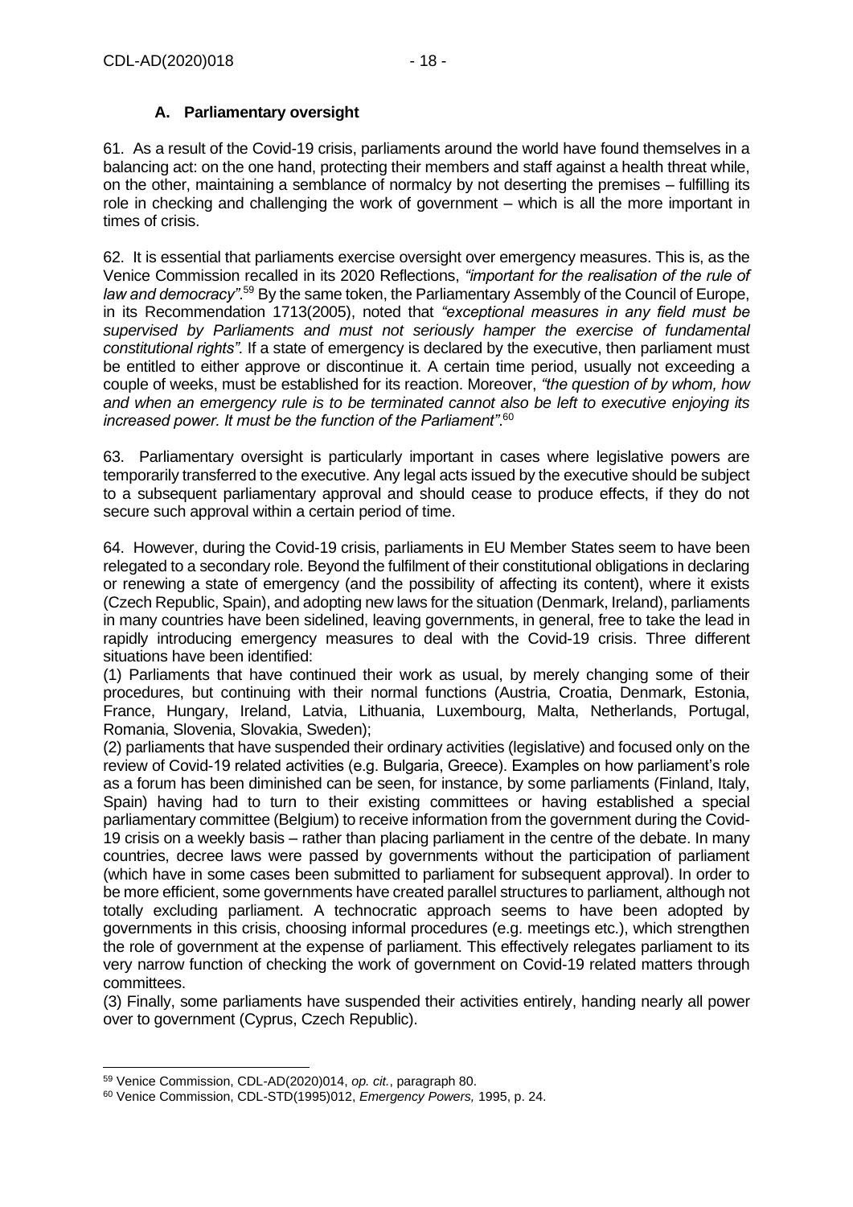### A. Parliamentary oversight

61. As a result of the Covid-19 crisis, parliaments around the world have found themselves in a balancing act: on the one hand, protecting their members and staff against a health threat while, on the other, maintaining a semblance of normalcy by not deserting the premises – fulfilling its role in checking and challenging the work of government – which is all the more important in times of crisis.

62. It is essential that parliaments exercise oversight over emergency measures. This is, as the Venice Commission recalled in its 2020 Reflections, *"important for the realisation of the rule of law and democracy"*.[59] By the same token, the Parliamentary Assembly of the Council of Europe, in its Recommendation 1713(2005), noted that *"exceptional measures in any field must be supervised by Parliaments and must not seriously hamper the exercise of fundamental constitutional rights".* If a state of emergency is declared by the executive, then parliament must be entitled to either approve or discontinue it. A certain time period, usually not exceeding a couple of weeks, must be established for its reaction. Moreover, *"the question of by whom, how and when an emergency rule is to be terminated cannot also be left to executive enjoying its increased power. It must be the function of the Parliament"*.[60]

63. Parliamentary oversight is particularly important in cases where legislative powers are temporarily transferred to the executive. Any legal acts issued by the executive should be subject to a subsequent parliamentary approval and should cease to produce effects, if they do not secure such approval within a certain period of time.

64. However, during the Covid-19 crisis, parliaments in EU Member States seem to have been relegated to a secondary role. Beyond the fulfilment of their constitutional obligations in declaring or renewing a state of emergency (and the possibility of affecting its content), where it exists (Czech Republic, Spain), and adopting new laws for the situation (Denmark, Ireland), parliaments in many countries have been sidelined, leaving governments, in general, free to take the lead in rapidly introducing emergency measures to deal with the Covid-19 crisis. Three different situations have been identified:
(1) Parliaments that have continued their work as usual, by merely changing some of their procedures, but continuing with their normal functions (Austria, Croatia, Denmark, Estonia, France, Hungary, Ireland, Latvia, Lithuania, Luxembourg, Malta, Netherlands, Portugal, Romania, Slovenia, Slovakia, Sweden);
(2) parliaments that have suspended their ordinary activities (legislative) and focused only on the review of Covid-19 related activities (e.g. Bulgaria, Greece). Examples on how parliament's role as a forum has been diminished can be seen, for instance, by some parliaments (Finland, Italy, Spain) having had to turn to their existing committees or having established a special parliamentary committee (Belgium) to receive information from the government during the Covid-19 crisis on a weekly basis – rather than placing parliament in the centre of the debate. In many countries, decree laws were passed by governments without the participation of parliament (which have in some cases been submitted to parliament for subsequent approval). In order to be more efficient, some governments have created parallel structures to parliament, although not totally excluding parliament. A technocratic approach seems to have been adopted by governments in this crisis, choosing informal procedures (e.g. meetings etc.), which strengthen the role of government at the expense of parliament. This effectively relegates parliament to its very narrow function of checking the work of government on Covid-19 related matters through committees.
(3) Finally, some parliaments have suspended their activities entirely, handing nearly all power over to government (Cyprus, Czech Republic).

---

[59] Venice Commission, CDL-AD(2020)014, *op. cit.*, paragraph 80.

[60] Venice Commission, CDL-STD(1995)012, *Emergency Powers,* 1995, p. 24.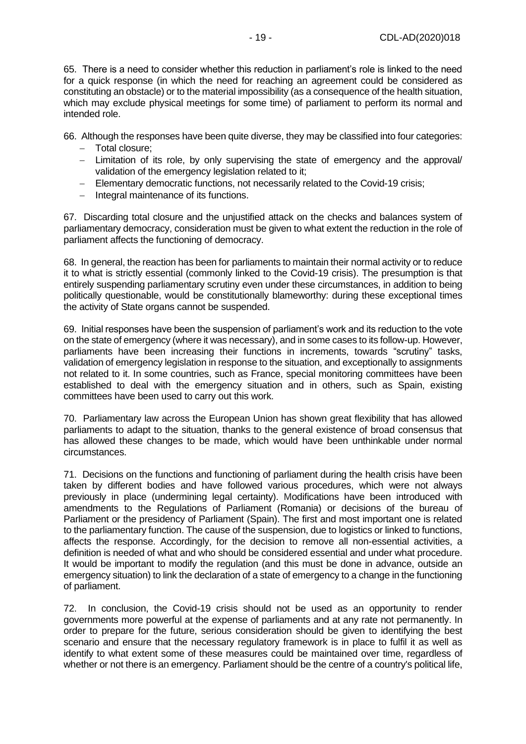65. There is a need to consider whether this reduction in parliament's role is linked to the need for a quick response (in which the need for reaching an agreement could be considered as constituting an obstacle) or to the material impossibility (as a consequence of the health situation, which may exclude physical meetings for some time) of parliament to perform its normal and intended role.

66. Although the responses have been quite diverse, they may be classified into four categories:

- Total closure;
- Limitation of its role, by only supervising the state of emergency and the approval/ validation of the emergency legislation related to it;
- Elementary democratic functions, not necessarily related to the Covid-19 crisis;
- Integral maintenance of its functions.

67. Discarding total closure and the unjustified attack on the checks and balances system of parliamentary democracy, consideration must be given to what extent the reduction in the role of parliament affects the functioning of democracy.

68. In general, the reaction has been for parliaments to maintain their normal activity or to reduce it to what is strictly essential (commonly linked to the Covid-19 crisis). The presumption is that entirely suspending parliamentary scrutiny even under these circumstances, in addition to being politically questionable, would be constitutionally blameworthy: during these exceptional times the activity of State organs cannot be suspended.

69. Initial responses have been the suspension of parliament's work and its reduction to the vote on the state of emergency (where it was necessary), and in some cases to its follow-up. However, parliaments have been increasing their functions in increments, towards "scrutiny" tasks, validation of emergency legislation in response to the situation, and exceptionally to assignments not related to it. In some countries, such as France, special monitoring committees have been established to deal with the emergency situation and in others, such as Spain, existing committees have been used to carry out this work.

70. Parliamentary law across the European Union has shown great flexibility that has allowed parliaments to adapt to the situation, thanks to the general existence of broad consensus that has allowed these changes to be made, which would have been unthinkable under normal circumstances.

71. Decisions on the functions and functioning of parliament during the health crisis have been taken by different bodies and have followed various procedures, which were not always previously in place (undermining legal certainty). Modifications have been introduced with amendments to the Regulations of Parliament (Romania) or decisions of the bureau of Parliament or the presidency of Parliament (Spain). The first and most important one is related to the parliamentary function. The cause of the suspension, due to logistics or linked to functions, affects the response. Accordingly, for the decision to remove all non-essential activities, a definition is needed of what and who should be considered essential and under what procedure. It would be important to modify the regulation (and this must be done in advance, outside an emergency situation) to link the declaration of a state of emergency to a change in the functioning of parliament.

72. In conclusion, the Covid-19 crisis should not be used as an opportunity to render governments more powerful at the expense of parliaments and at any rate not permanently. In order to prepare for the future, serious consideration should be given to identifying the best scenario and ensure that the necessary regulatory framework is in place to fulfil it as well as identify to what extent some of these measures could be maintained over time, regardless of whether or not there is an emergency. Parliament should be the centre of a country's political life,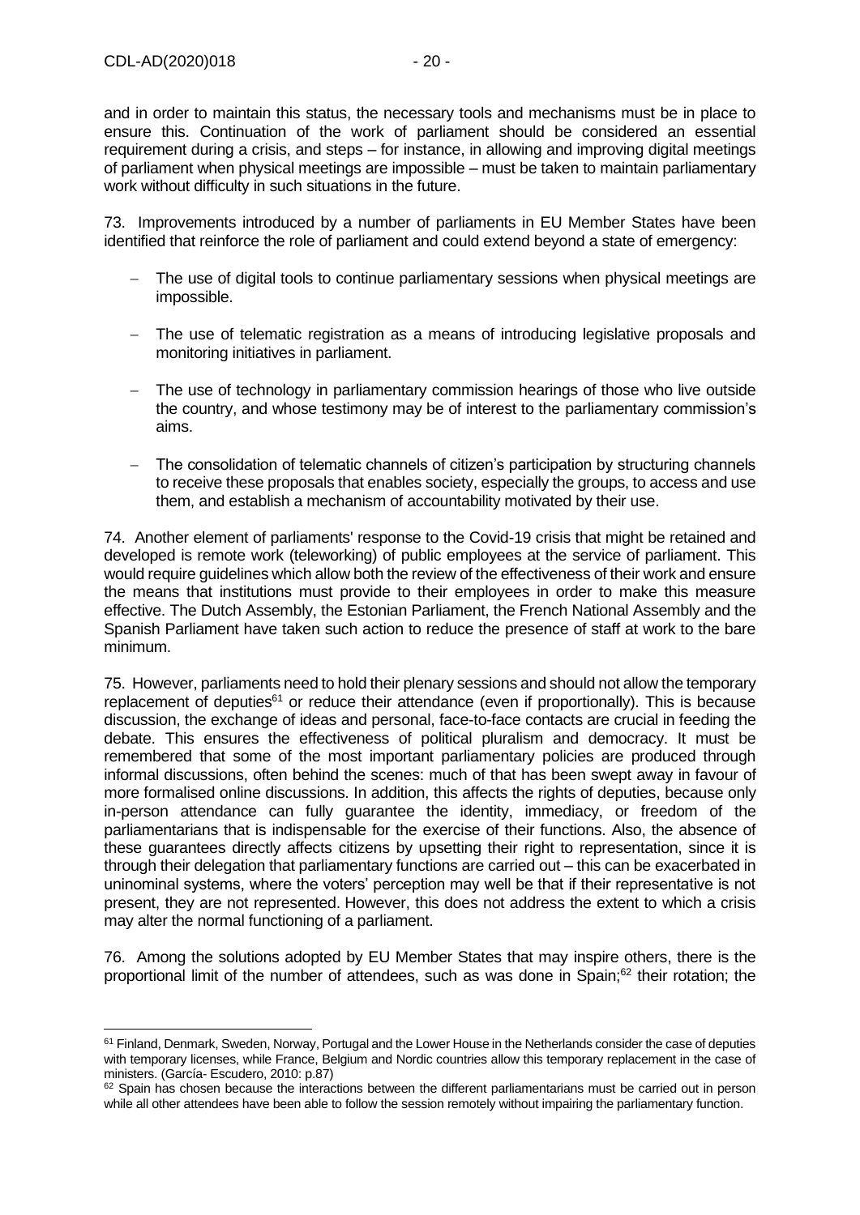and in order to maintain this status, the necessary tools and mechanisms must be in place to ensure this. Continuation of the work of parliament should be considered an essential requirement during a crisis, and steps – for instance, in allowing and improving digital meetings of parliament when physical meetings are impossible – must be taken to maintain parliamentary work without difficulty in such situations in the future.

73. Improvements introduced by a number of parliaments in EU Member States have been identified that reinforce the role of parliament and could extend beyond a state of emergency:

- The use of digital tools to continue parliamentary sessions when physical meetings are impossible.
- The use of telematic registration as a means of introducing legislative proposals and monitoring initiatives in parliament.
- The use of technology in parliamentary commission hearings of those who live outside the country, and whose testimony may be of interest to the parliamentary commission's aims.
- The consolidation of telematic channels of citizen's participation by structuring channels to receive these proposals that enables society, especially the groups, to access and use them, and establish a mechanism of accountability motivated by their use.

74. Another element of parliaments' response to the Covid-19 crisis that might be retained and developed is remote work (teleworking) of public employees at the service of parliament. This would require guidelines which allow both the review of the effectiveness of their work and ensure the means that institutions must provide to their employees in order to make this measure effective. The Dutch Assembly, the Estonian Parliament, the French National Assembly and the Spanish Parliament have taken such action to reduce the presence of staff at work to the bare minimum.

75. However, parliaments need to hold their plenary sessions and should not allow the temporary replacement of deputies[61] or reduce their attendance (even if proportionally). This is because discussion, the exchange of ideas and personal, face-to-face contacts are crucial in feeding the debate. This ensures the effectiveness of political pluralism and democracy. It must be remembered that some of the most important parliamentary policies are produced through informal discussions, often behind the scenes: much of that has been swept away in favour of more formalised online discussions. In addition, this affects the rights of deputies, because only in-person attendance can fully guarantee the identity, immediacy, or freedom of the parliamentarians that is indispensable for the exercise of their functions. Also, the absence of these guarantees directly affects citizens by upsetting their right to representation, since it is through their delegation that parliamentary functions are carried out – this can be exacerbated in uninominal systems, where the voters' perception may well be that if their representative is not present, they are not represented. However, this does not address the extent to which a crisis may alter the normal functioning of a parliament.

76. Among the solutions adopted by EU Member States that may inspire others, there is the proportional limit of the number of attendees, such as was done in Spain;[62] their rotation; the

---

[61] Finland, Denmark, Sweden, Norway, Portugal and the Lower House in the Netherlands consider the case of deputies with temporary licenses, while France, Belgium and Nordic countries allow this temporary replacement in the case of ministers. (García- Escudero, 2010: p.87)

[62] Spain has chosen because the interactions between the different parliamentarians must be carried out in person while all other attendees have been able to follow the session remotely without impairing the parliamentary function.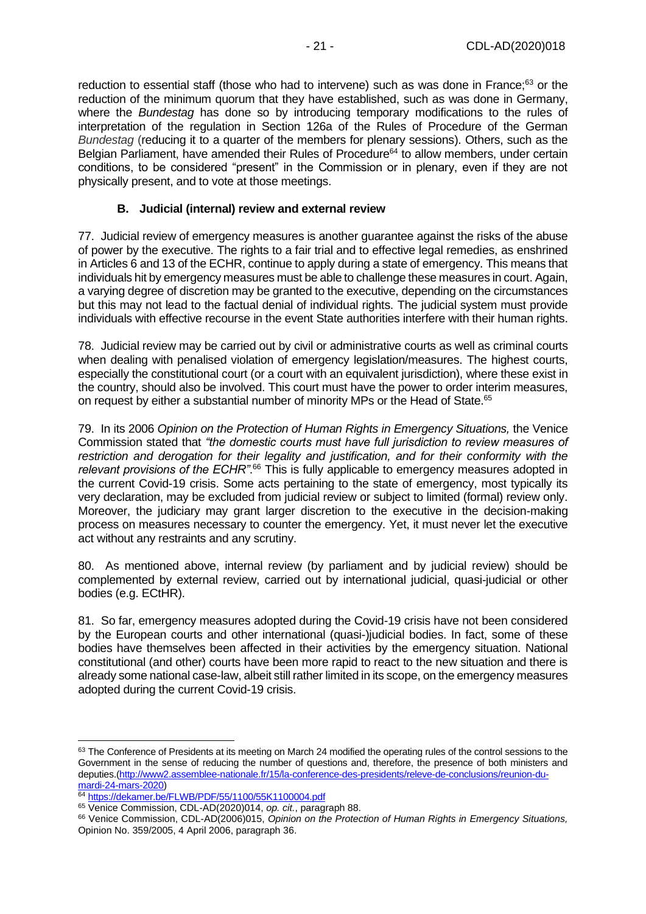reduction to essential staff (those who had to intervene) such as was done in France;[63] or the reduction of the minimum quorum that they have established, such as was done in Germany, where the *Bundestag* has done so by introducing temporary modifications to the rules of interpretation of the regulation in Section 126a of the Rules of Procedure of the German *Bundestag* (reducing it to a quarter of the members for plenary sessions). Others, such as the Belgian Parliament, have amended their Rules of Procedure[64] to allow members, under certain conditions, to be considered "present" in the Commission or in plenary, even if they are not physically present, and to vote at those meetings.

### B. Judicial (internal) review and external review

77. Judicial review of emergency measures is another guarantee against the risks of the abuse of power by the executive. The rights to a fair trial and to effective legal remedies, as enshrined in Articles 6 and 13 of the ECHR, continue to apply during a state of emergency. This means that individuals hit by emergency measures must be able to challenge these measures in court. Again, a varying degree of discretion may be granted to the executive, depending on the circumstances but this may not lead to the factual denial of individual rights. The judicial system must provide individuals with effective recourse in the event State authorities interfere with their human rights.

78. Judicial review may be carried out by civil or administrative courts as well as criminal courts when dealing with penalised violation of emergency legislation/measures. The highest courts, especially the constitutional court (or a court with an equivalent jurisdiction), where these exist in the country, should also be involved. This court must have the power to order interim measures, on request by either a substantial number of minority MPs or the Head of State.[65]

79. In its 2006 *Opinion on the Protection of Human Rights in Emergency Situations,* the Venice Commission stated that *"the domestic courts must have full jurisdiction to review measures of restriction and derogation for their legality and justification, and for their conformity with the relevant provisions of the ECHR"*.[66] This is fully applicable to emergency measures adopted in the current Covid-19 crisis. Some acts pertaining to the state of emergency, most typically its very declaration, may be excluded from judicial review or subject to limited (formal) review only. Moreover, the judiciary may grant larger discretion to the executive in the decision-making process on measures necessary to counter the emergency. Yet, it must never let the executive act without any restraints and any scrutiny.

80. As mentioned above, internal review (by parliament and by judicial review) should be complemented by external review, carried out by international judicial, quasi-judicial or other bodies (e.g. ECtHR).

81. So far, emergency measures adopted during the Covid-19 crisis have not been considered by the European courts and other international (quasi-)judicial bodies. In fact, some of these bodies have themselves been affected in their activities by the emergency situation. National constitutional (and other) courts have been more rapid to react to the new situation and there is already some national case-law, albeit still rather limited in its scope, on the emergency measures adopted during the current Covid-19 crisis.

---

[63] The Conference of Presidents at its meeting on March 24 modified the operating rules of the control sessions to the Government in the sense of reducing the number of questions and, therefore, the presence of both ministers and deputies.(http://www2.assemblee-nationale.fr/15/la-conference-des-presidents/releve-de-conclusions/reunion-du-mardi-24-mars-2020)

[64] https://dekamer.be/FLWB/PDF/55/1100/55K1100004.pdf

[65] Venice Commission, CDL-AD(2020)014, *op. cit.*, paragraph 88.

[66] Venice Commission, CDL-AD(2006)015, *Opinion on the Protection of Human Rights in Emergency Situations,* Opinion No. 359/2005, 4 April 2006, paragraph 36.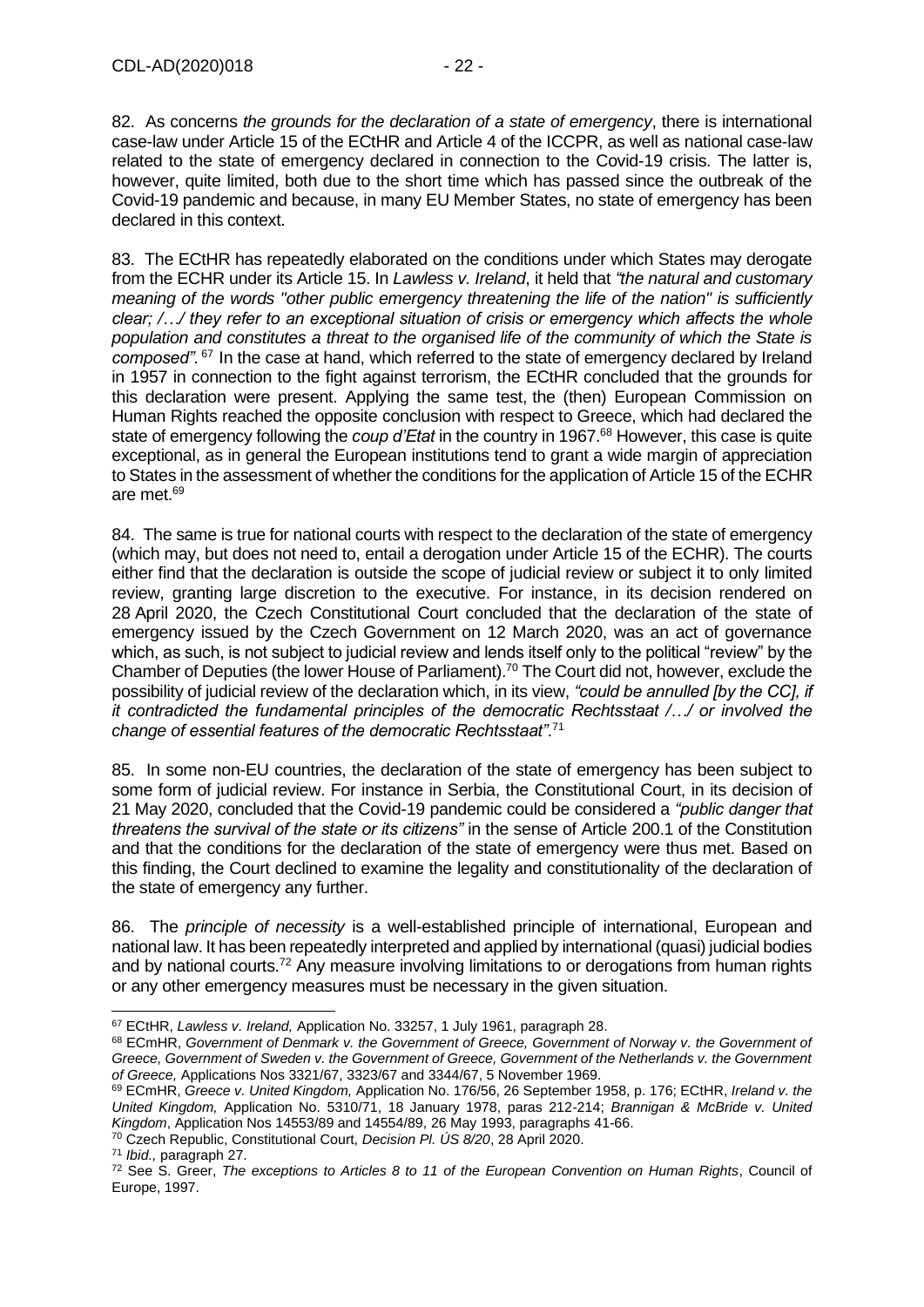82. As concerns *the grounds for the declaration of a state of emergency*, there is international case-law under Article 15 of the ECtHR and Article 4 of the ICCPR, as well as national case-law related to the state of emergency declared in connection to the Covid-19 crisis. The latter is, however, quite limited, both due to the short time which has passed since the outbreak of the Covid-19 pandemic and because, in many EU Member States, no state of emergency has been declared in this context.

83. The ECtHR has repeatedly elaborated on the conditions under which States may derogate from the ECHR under its Article 15. In *Lawless v. Ireland*, it held that *"the natural and customary meaning of the words "other public emergency threatening the life of the nation" is sufficiently clear; /…/ they refer to an exceptional situation of crisis or emergency which affects the whole population and constitutes a threat to the organised life of the community of which the State is composed".* [67] In the case at hand, which referred to the state of emergency declared by Ireland in 1957 in connection to the fight against terrorism, the ECtHR concluded that the grounds for this declaration were present. Applying the same test, the (then) European Commission on Human Rights reached the opposite conclusion with respect to Greece, which had declared the state of emergency following the *coup d'Etat* in the country in 1967.[68] However, this case is quite exceptional, as in general the European institutions tend to grant a wide margin of appreciation to States in the assessment of whether the conditions for the application of Article 15 of the ECHR are met.[69]

84. The same is true for national courts with respect to the declaration of the state of emergency (which may, but does not need to, entail a derogation under Article 15 of the ECHR). The courts either find that the declaration is outside the scope of judicial review or subject it to only limited review, granting large discretion to the executive. For instance, in its decision rendered on 28 April 2020, the Czech Constitutional Court concluded that the declaration of the state of emergency issued by the Czech Government on 12 March 2020, was an act of governance which, as such, is not subject to judicial review and lends itself only to the political "review" by the Chamber of Deputies (the lower House of Parliament).[70] The Court did not, however, exclude the possibility of judicial review of the declaration which, in its view, *"could be annulled [by the CC], if it contradicted the fundamental principles of the democratic Rechtsstaat /…/ or involved the change of essential features of the democratic Rechtsstaat".*[71]

85. In some non-EU countries, the declaration of the state of emergency has been subject to some form of judicial review. For instance in Serbia, the Constitutional Court, in its decision of 21 May 2020, concluded that the Covid-19 pandemic could be considered a *"public danger that threatens the survival of the state or its citizens"* in the sense of Article 200.1 of the Constitution and that the conditions for the declaration of the state of emergency were thus met. Based on this finding, the Court declined to examine the legality and constitutionality of the declaration of the state of emergency any further.

86. The *principle of necessity* is a well-established principle of international, European and national law. It has been repeatedly interpreted and applied by international (quasi) judicial bodies and by national courts.[72] Any measure involving limitations to or derogations from human rights or any other emergency measures must be necessary in the given situation.

---

[67] ECtHR, *Lawless v. Ireland,* Application No. 33257, 1 July 1961, paragraph 28.

[68] ECmHR, *Government of Denmark v. the Government of Greece, Government of Norway v. the Government of Greece, Government of Sweden v. the Government of Greece, Government of the Netherlands v. the Government of Greece,* Applications Nos 3321/67, 3323/67 and 3344/67, 5 November 1969.

[69] ECmHR, *Greece v. United Kingdom,* Application No. 176/56, 26 September 1958, p. 176; ECtHR, *Ireland v. the United Kingdom,* Application No. 5310/71, 18 January 1978, paras 212-214; *Brannigan & McBride v. United Kingdom*, Application Nos 14553/89 and 14554/89, 26 May 1993, paragraphs 41-66.

[70] Czech Republic, Constitutional Court, *Decision Pl. ÚS 8/20*, 28 April 2020.

[71] *Ibid.,* paragraph 27.

[72] See S. Greer, *The exceptions to Articles 8 to 11 of the European Convention on Human Rights*, Council of Europe, 1997.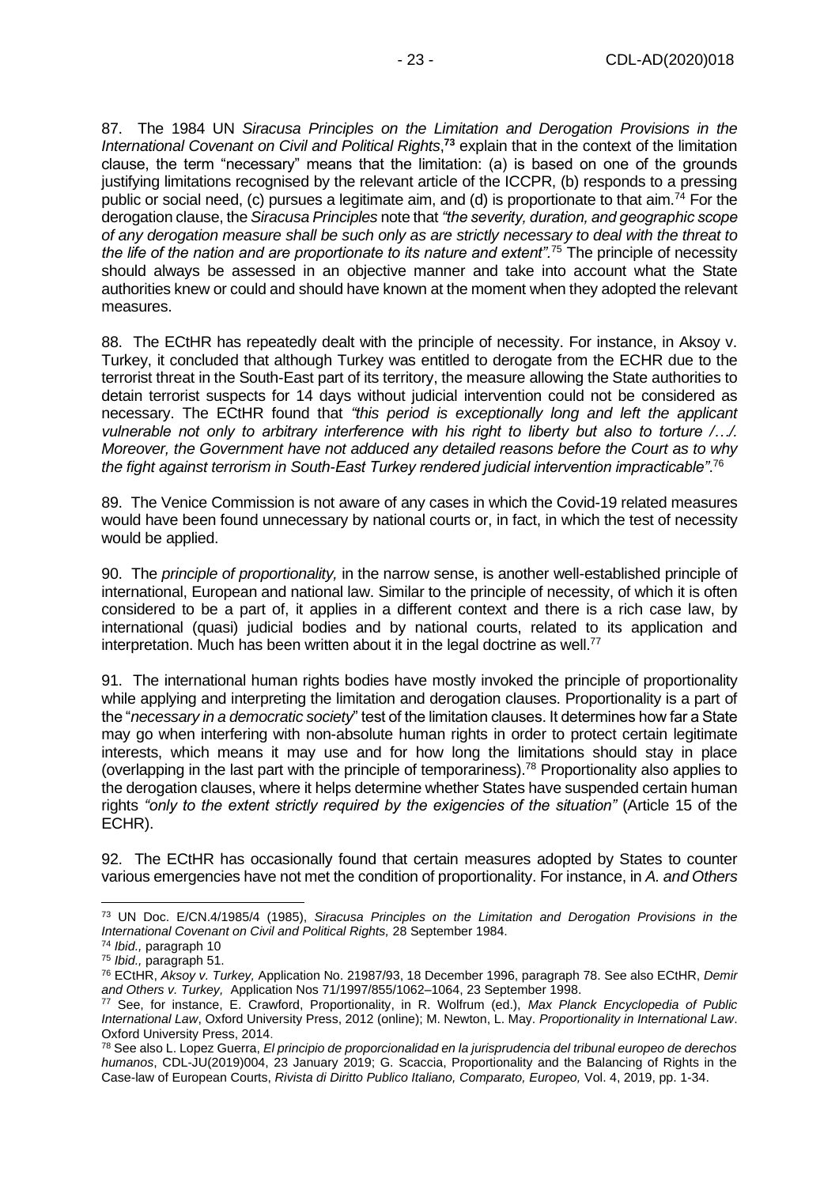87. The 1984 UN *Siracusa Principles on the Limitation and Derogation Provisions in the International Covenant on Civil and Political Rights*,[73] explain that in the context of the limitation clause, the term "necessary" means that the limitation: (a) is based on one of the grounds justifying limitations recognised by the relevant article of the ICCPR, (b) responds to a pressing public or social need, (c) pursues a legitimate aim, and (d) is proportionate to that aim.[74] For the derogation clause, the *Siracusa Principles* note that *"the severity, duration, and geographic scope of any derogation measure shall be such only as are strictly necessary to deal with the threat to the life of the nation and are proportionate to its nature and extent"*.[75] The principle of necessity should always be assessed in an objective manner and take into account what the State authorities knew or could and should have known at the moment when they adopted the relevant measures.

88. The ECtHR has repeatedly dealt with the principle of necessity. For instance, in Aksoy v. Turkey, it concluded that although Turkey was entitled to derogate from the ECHR due to the terrorist threat in the South-East part of its territory, the measure allowing the State authorities to detain terrorist suspects for 14 days without judicial intervention could not be considered as necessary. The ECtHR found that *"this period is exceptionally long and left the applicant vulnerable not only to arbitrary interference with his right to liberty but also to torture /…/. Moreover, the Government have not adduced any detailed reasons before the Court as to why the fight against terrorism in South-East Turkey rendered judicial intervention impracticable"*.[76]

89. The Venice Commission is not aware of any cases in which the Covid-19 related measures would have been found unnecessary by national courts or, in fact, in which the test of necessity would be applied.

90. The *principle of proportionality,* in the narrow sense, is another well-established principle of international, European and national law. Similar to the principle of necessity, of which it is often considered to be a part of, it applies in a different context and there is a rich case law, by international (quasi) judicial bodies and by national courts, related to its application and interpretation. Much has been written about it in the legal doctrine as well.[77]

91. The international human rights bodies have mostly invoked the principle of proportionality while applying and interpreting the limitation and derogation clauses. Proportionality is a part of the "*necessary in a democratic society*" test of the limitation clauses. It determines how far a State may go when interfering with non-absolute human rights in order to protect certain legitimate interests, which means it may use and for how long the limitations should stay in place (overlapping in the last part with the principle of temporariness).[78] Proportionality also applies to the derogation clauses, where it helps determine whether States have suspended certain human rights *"only to the extent strictly required by the exigencies of the situation"* (Article 15 of the ECHR).

92. The ECtHR has occasionally found that certain measures adopted by States to counter various emergencies have not met the condition of proportionality. For instance, in *A. and Others*

---

[73] UN Doc. E/CN.4/1985/4 (1985), *Siracusa Principles on the Limitation and Derogation Provisions in the International Covenant on Civil and Political Rights,* 28 September 1984.

[74] *Ibid.,* paragraph 10

[75] *Ibid.,* paragraph 51.

[76] ECtHR, *Aksoy v. Turkey,* Application No. 21987/93, 18 December 1996, paragraph 78. See also ECtHR, *Demir and Others v. Turkey,* Application Nos 71/1997/855/1062–1064, 23 September 1998.

[77] See, for instance, E. Crawford, Proportionality, in R. Wolfrum (ed.), *Max Planck Encyclopedia of Public International Law*, Oxford University Press, 2012 (online); M. Newton, L. May. *Proportionality in International Law*. Oxford University Press, 2014.

[78] See also L. Lopez Guerra, *El principio de proporcionalidad en la jurisprudencia del tribunal europeo de derechos humanos*, CDL-JU(2019)004, 23 January 2019; G. Scaccia, Proportionality and the Balancing of Rights in the Case-law of European Courts, *Rivista di Diritto Publico Italiano, Comparato, Europeo,* Vol. 4, 2019, pp. 1-34.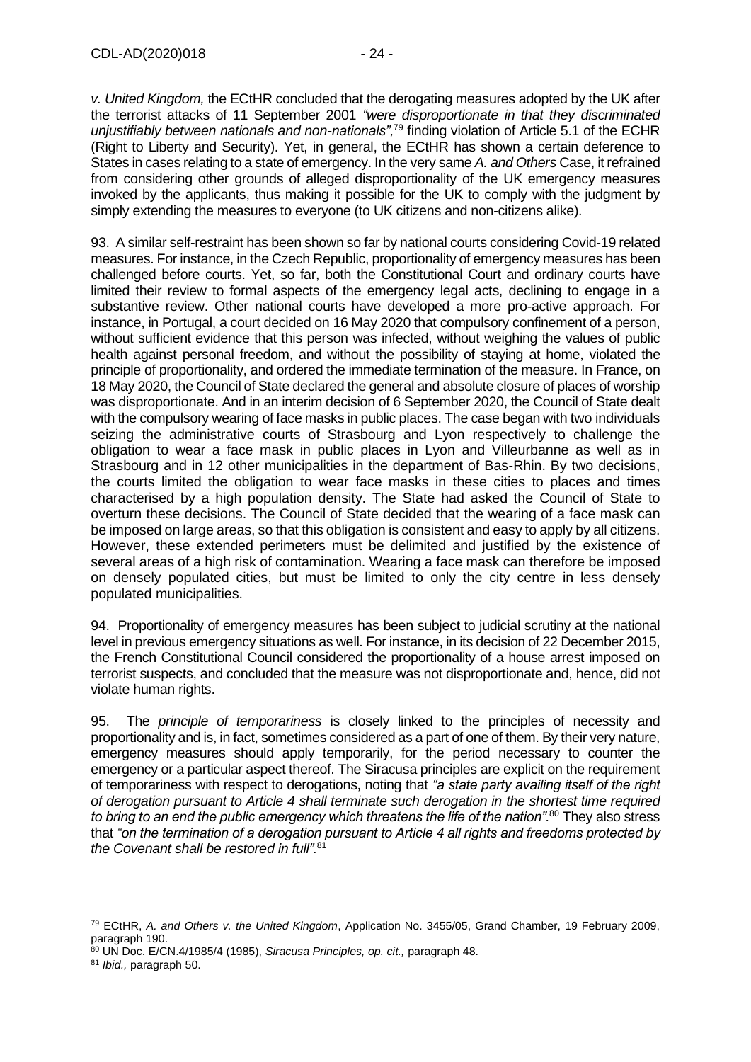*v. United Kingdom,* the ECtHR concluded that the derogating measures adopted by the UK after the terrorist attacks of 11 September 2001 *"were disproportionate in that they discriminated unjustifiably between nationals and non-nationals"*,[79] finding violation of Article 5.1 of the ECHR (Right to Liberty and Security). Yet, in general, the ECtHR has shown a certain deference to States in cases relating to a state of emergency. In the very same *A. and Others* Case, it refrained from considering other grounds of alleged disproportionality of the UK emergency measures invoked by the applicants, thus making it possible for the UK to comply with the judgment by simply extending the measures to everyone (to UK citizens and non-citizens alike).

93. A similar self-restraint has been shown so far by national courts considering Covid-19 related measures. For instance, in the Czech Republic, proportionality of emergency measures has been challenged before courts. Yet, so far, both the Constitutional Court and ordinary courts have limited their review to formal aspects of the emergency legal acts, declining to engage in a substantive review. Other national courts have developed a more pro-active approach. For instance, in Portugal, a court decided on 16 May 2020 that compulsory confinement of a person, without sufficient evidence that this person was infected, without weighing the values of public health against personal freedom, and without the possibility of staying at home, violated the principle of proportionality, and ordered the immediate termination of the measure. In France, on 18 May 2020, the Council of State declared the general and absolute closure of places of worship was disproportionate. And in an interim decision of 6 September 2020, the Council of State dealt with the compulsory wearing of face masks in public places. The case began with two individuals seizing the administrative courts of Strasbourg and Lyon respectively to challenge the obligation to wear a face mask in public places in Lyon and Villeurbanne as well as in Strasbourg and in 12 other municipalities in the department of Bas-Rhin. By two decisions, the courts limited the obligation to wear face masks in these cities to places and times characterised by a high population density. The State had asked the Council of State to overturn these decisions. The Council of State decided that the wearing of a face mask can be imposed on large areas, so that this obligation is consistent and easy to apply by all citizens. However, these extended perimeters must be delimited and justified by the existence of several areas of a high risk of contamination. Wearing a face mask can therefore be imposed on densely populated cities, but must be limited to only the city centre in less densely populated municipalities.

94. Proportionality of emergency measures has been subject to judicial scrutiny at the national level in previous emergency situations as well. For instance, in its decision of 22 December 2015, the French Constitutional Council considered the proportionality of a house arrest imposed on terrorist suspects, and concluded that the measure was not disproportionate and, hence, did not violate human rights.

95. The *principle of temporariness* is closely linked to the principles of necessity and proportionality and is, in fact, sometimes considered as a part of one of them. By their very nature, emergency measures should apply temporarily, for the period necessary to counter the emergency or a particular aspect thereof. The Siracusa principles are explicit on the requirement of temporariness with respect to derogations, noting that *"a state party availing itself of the right of derogation pursuant to Article 4 shall terminate such derogation in the shortest time required to bring to an end the public emergency which threatens the life of the nation"*.[80] They also stress that *"on the termination of a derogation pursuant to Article 4 all rights and freedoms protected by the Covenant shall be restored in full"*.[81]

---

[79] ECtHR, *A. and Others v. the United Kingdom*, Application No. 3455/05, Grand Chamber, 19 February 2009, paragraph 190.

[80] UN Doc. E/CN.4/1985/4 (1985), *Siracusa Principles, op. cit.,* paragraph 48.

[81] *Ibid.,* paragraph 50.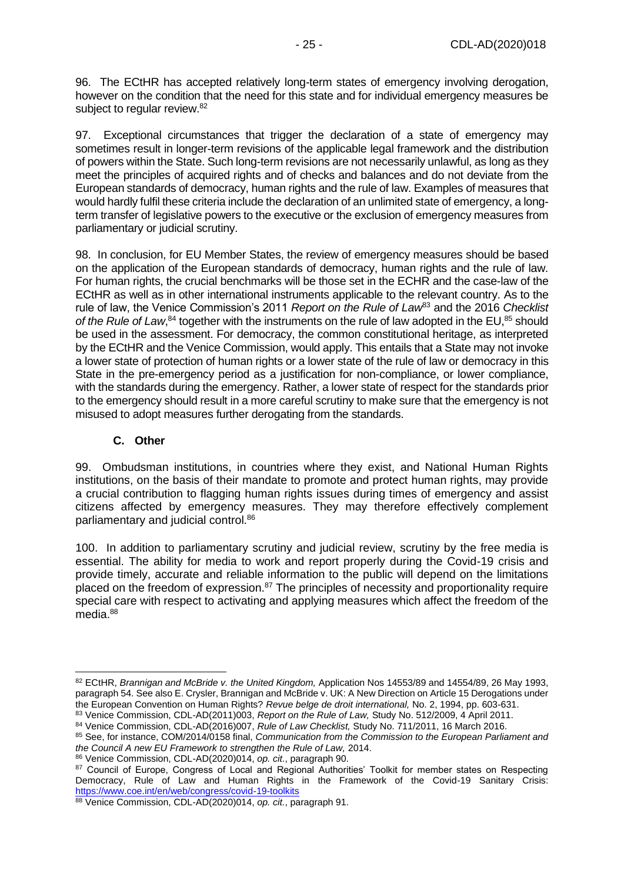96. The ECtHR has accepted relatively long-term states of emergency involving derogation, however on the condition that the need for this state and for individual emergency measures be subject to regular review.[82]

97. Exceptional circumstances that trigger the declaration of a state of emergency may sometimes result in longer-term revisions of the applicable legal framework and the distribution of powers within the State. Such long-term revisions are not necessarily unlawful, as long as they meet the principles of acquired rights and of checks and balances and do not deviate from the European standards of democracy, human rights and the rule of law. Examples of measures that would hardly fulfil these criteria include the declaration of an unlimited state of emergency, a long-term transfer of legislative powers to the executive or the exclusion of emergency measures from parliamentary or judicial scrutiny.

98. In conclusion, for EU Member States, the review of emergency measures should be based on the application of the European standards of democracy, human rights and the rule of law. For human rights, the crucial benchmarks will be those set in the ECHR and the case-law of the ECtHR as well as in other international instruments applicable to the relevant country. As to the rule of law, the Venice Commission's 2011 *Report on the Rule of Law*[83] and the 2016 *Checklist of the Rule of Law*,[84] together with the instruments on the rule of law adopted in the EU,[85] should be used in the assessment. For democracy, the common constitutional heritage, as interpreted by the ECtHR and the Venice Commission, would apply. This entails that a State may not invoke a lower state of protection of human rights or a lower state of the rule of law or democracy in this State in the pre-emergency period as a justification for non-compliance, or lower compliance, with the standards during the emergency. Rather, a lower state of respect for the standards prior to the emergency should result in a more careful scrutiny to make sure that the emergency is not misused to adopt measures further derogating from the standards.

### C. Other

99. Ombudsman institutions, in countries where they exist, and National Human Rights institutions, on the basis of their mandate to promote and protect human rights, may provide a crucial contribution to flagging human rights issues during times of emergency and assist citizens affected by emergency measures. They may therefore effectively complement parliamentary and judicial control.[86]

100. In addition to parliamentary scrutiny and judicial review, scrutiny by the free media is essential. The ability for media to work and report properly during the Covid-19 crisis and provide timely, accurate and reliable information to the public will depend on the limitations placed on the freedom of expression.[87] The principles of necessity and proportionality require special care with respect to activating and applying measures which affect the freedom of the media.[88]

---

[82] ECtHR, *Brannigan and McBride v. the United Kingdom,* Application Nos 14553/89 and 14554/89, 26 May 1993, paragraph 54. See also E. Crysler, Brannigan and McBride v. UK: A New Direction on Article 15 Derogations under the European Convention on Human Rights? *Revue belge de droit international,* No. 2, 1994, pp. 603-631.

[83] Venice Commission, CDL-AD(2011)003, *Report on the Rule of Law,* Study No. 512/2009, 4 April 2011.

[84] Venice Commission, CDL-AD(2016)007, *Rule of Law Checklist,* Study No. 711/2011, 16 March 2016.

[85] See, for instance, COM/2014/0158 final, *Communication from the Commission to the European Parliament and the Council A new EU Framework to strengthen the Rule of Law,* 2014.

[86] Venice Commission, CDL-AD(2020)014, *op. cit.*, paragraph 90.

[87] Council of Europe, Congress of Local and Regional Authorities' Toolkit for member states on Respecting Democracy, Rule of Law and Human Rights in the Framework of the Covid-19 Sanitary Crisis: https://www.coe.int/en/web/congress/covid-19-toolkits

[88] Venice Commission, CDL-AD(2020)014, *op. cit.*, paragraph 91.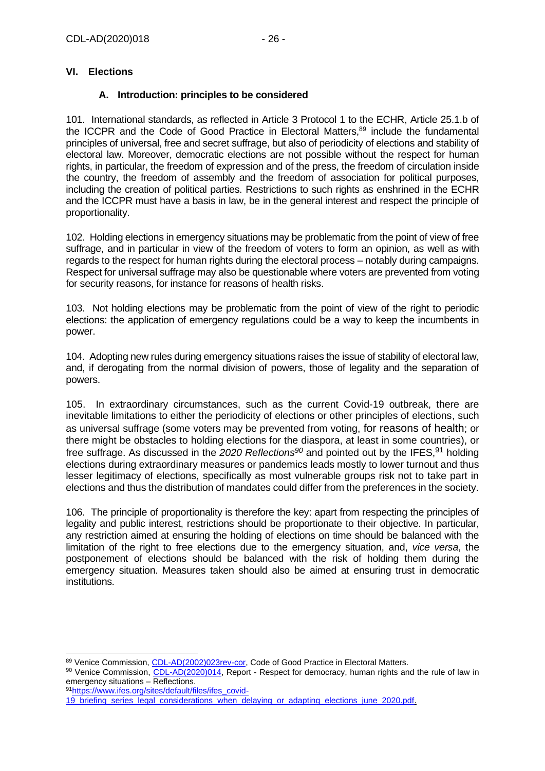## VI. Elections

### A. Introduction: principles to be considered

101. International standards, as reflected in Article 3 Protocol 1 to the ECHR, Article 25.1.b of the ICCPR and the Code of Good Practice in Electoral Matters,[89] include the fundamental principles of universal, free and secret suffrage, but also of periodicity of elections and stability of electoral law. Moreover, democratic elections are not possible without the respect for human rights, in particular, the freedom of expression and of the press, the freedom of circulation inside the country, the freedom of assembly and the freedom of association for political purposes, including the creation of political parties. Restrictions to such rights as enshrined in the ECHR and the ICCPR must have a basis in law, be in the general interest and respect the principle of proportionality.

102. Holding elections in emergency situations may be problematic from the point of view of free suffrage, and in particular in view of the freedom of voters to form an opinion, as well as with regards to the respect for human rights during the electoral process – notably during campaigns. Respect for universal suffrage may also be questionable where voters are prevented from voting for security reasons, for instance for reasons of health risks.

103. Not holding elections may be problematic from the point of view of the right to periodic elections: the application of emergency regulations could be a way to keep the incumbents in power.

104. Adopting new rules during emergency situations raises the issue of stability of electoral law, and, if derogating from the normal division of powers, those of legality and the separation of powers.

105. In extraordinary circumstances, such as the current Covid-19 outbreak, there are inevitable limitations to either the periodicity of elections or other principles of elections, such as universal suffrage (some voters may be prevented from voting, for reasons of health; or there might be obstacles to holding elections for the diaspora, at least in some countries), or free suffrage. As discussed in the *2020 Reflections*[90] and pointed out by the IFES,[91] holding elections during extraordinary measures or pandemics leads mostly to lower turnout and thus lesser legitimacy of elections, specifically as most vulnerable groups risk not to take part in elections and thus the distribution of mandates could differ from the preferences in the society.

106. The principle of proportionality is therefore the key: apart from respecting the principles of legality and public interest, restrictions should be proportionate to their objective. In particular, any restriction aimed at ensuring the holding of elections on time should be balanced with the limitation of the right to free elections due to the emergency situation, and, *vice versa*, the postponement of elections should be balanced with the risk of holding them during the emergency situation. Measures taken should also be aimed at ensuring trust in democratic institutions.

---

[89] Venice Commission, CDL-AD(2002)023rev-cor, Code of Good Practice in Electoral Matters.

[90] Venice Commission, CDL-AD(2020)014, Report - Respect for democracy, human rights and the rule of law in emergency situations – Reflections.

[91] https://www.ifes.org/sites/default/files/ifes_covid-19_briefing_series_legal_considerations_when_delaying_or_adapting_elections_june_2020.pdf.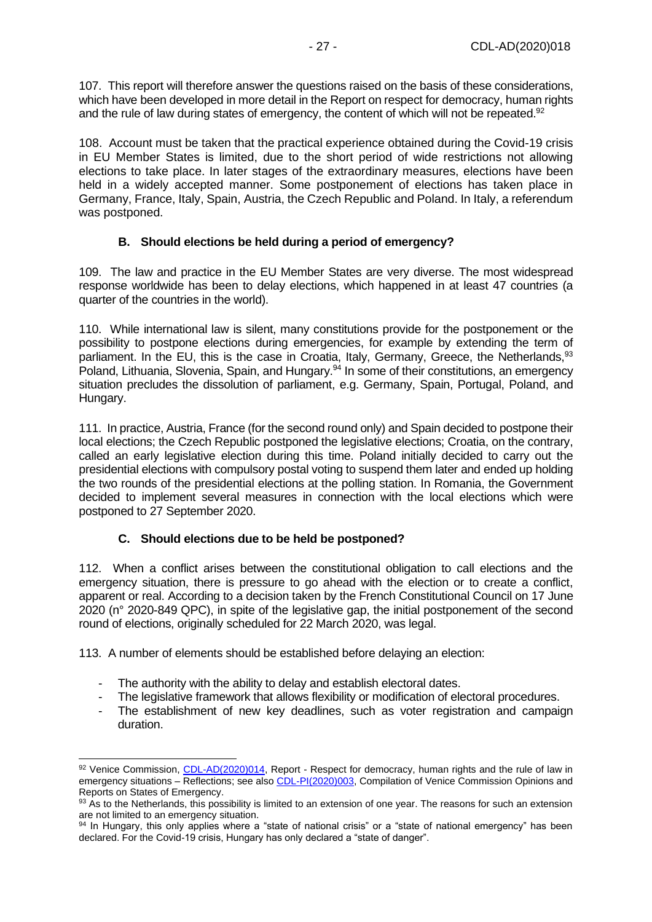107. This report will therefore answer the questions raised on the basis of these considerations, which have been developed in more detail in the Report on respect for democracy, human rights and the rule of law during states of emergency, the content of which will not be repeated.[92]

108. Account must be taken that the practical experience obtained during the Covid-19 crisis in EU Member States is limited, due to the short period of wide restrictions not allowing elections to take place. In later stages of the extraordinary measures, elections have been held in a widely accepted manner. Some postponement of elections has taken place in Germany, France, Italy, Spain, Austria, the Czech Republic and Poland. In Italy, a referendum was postponed.

### B. Should elections be held during a period of emergency?

109. The law and practice in the EU Member States are very diverse. The most widespread response worldwide has been to delay elections, which happened in at least 47 countries (a quarter of the countries in the world).

110. While international law is silent, many constitutions provide for the postponement or the possibility to postpone elections during emergencies, for example by extending the term of parliament. In the EU, this is the case in Croatia, Italy, Germany, Greece, the Netherlands,[93] Poland, Lithuania, Slovenia, Spain, and Hungary.[94] In some of their constitutions, an emergency situation precludes the dissolution of parliament, e.g. Germany, Spain, Portugal, Poland, and Hungary.

111. In practice, Austria, France (for the second round only) and Spain decided to postpone their local elections; the Czech Republic postponed the legislative elections; Croatia, on the contrary, called an early legislative election during this time. Poland initially decided to carry out the presidential elections with compulsory postal voting to suspend them later and ended up holding the two rounds of the presidential elections at the polling station. In Romania, the Government decided to implement several measures in connection with the local elections which were postponed to 27 September 2020.

### C. Should elections due to be held be postponed?

112. When a conflict arises between the constitutional obligation to call elections and the emergency situation, there is pressure to go ahead with the election or to create a conflict, apparent or real. According to a decision taken by the French Constitutional Council on 17 June 2020 (n° 2020-849 QPC), in spite of the legislative gap, the initial postponement of the second round of elections, originally scheduled for 22 March 2020, was legal.

113. A number of elements should be established before delaying an election:

- The authority with the ability to delay and establish electoral dates.
- The legislative framework that allows flexibility or modification of electoral procedures.
- The establishment of new key deadlines, such as voter registration and campaign duration.

---

[92] Venice Commission, CDL-AD(2020)014, Report - Respect for democracy, human rights and the rule of law in emergency situations – Reflections; see also CDL-PI(2020)003, Compilation of Venice Commission Opinions and Reports on States of Emergency.

[93] As to the Netherlands, this possibility is limited to an extension of one year. The reasons for such an extension are not limited to an emergency situation.

[94] In Hungary, this only applies where a "state of national crisis" or a "state of national emergency" has been declared. For the Covid-19 crisis, Hungary has only declared a "state of danger".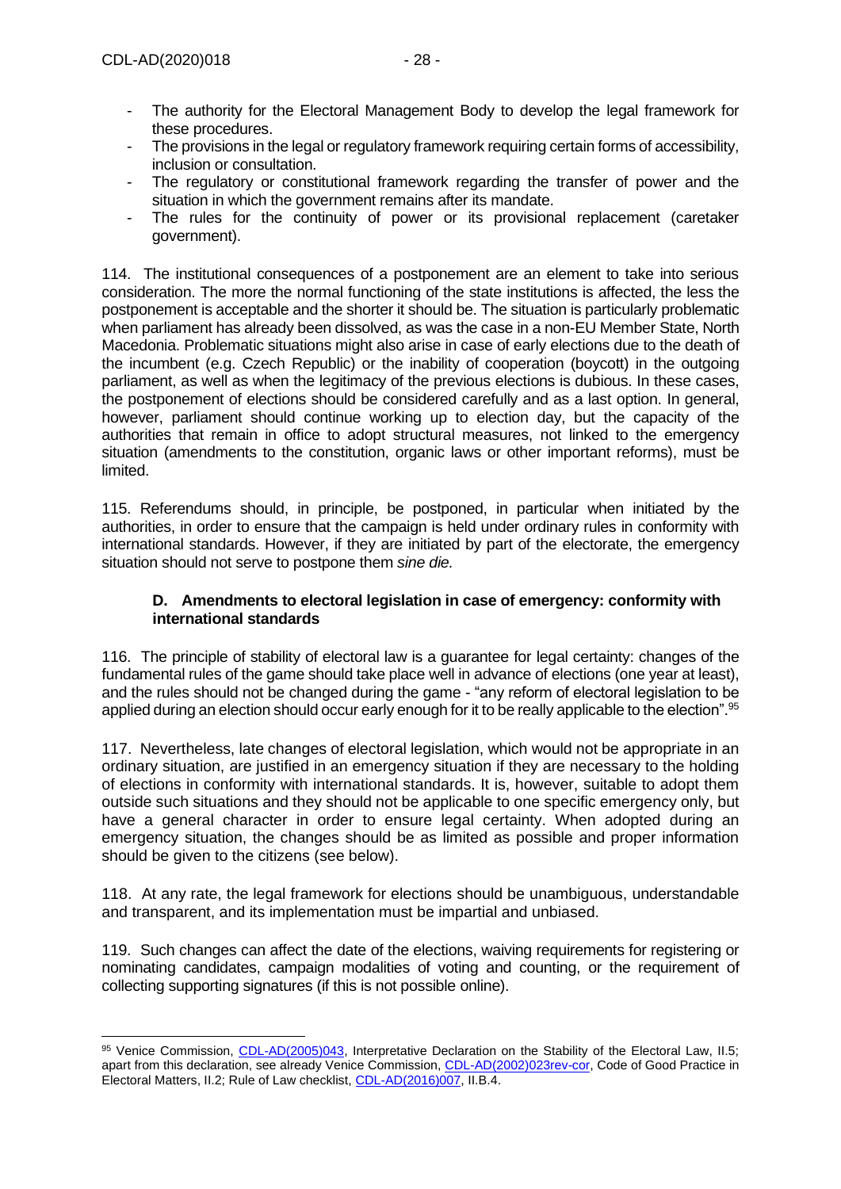- The authority for the Electoral Management Body to develop the legal framework for these procedures.
- The provisions in the legal or regulatory framework requiring certain forms of accessibility, inclusion or consultation.
- The regulatory or constitutional framework regarding the transfer of power and the situation in which the government remains after its mandate.
- The rules for the continuity of power or its provisional replacement (caretaker government).

114. The institutional consequences of a postponement are an element to take into serious consideration. The more the normal functioning of the state institutions is affected, the less the postponement is acceptable and the shorter it should be. The situation is particularly problematic when parliament has already been dissolved, as was the case in a non-EU Member State, North Macedonia. Problematic situations might also arise in case of early elections due to the death of the incumbent (e.g. Czech Republic) or the inability of cooperation (boycott) in the outgoing parliament, as well as when the legitimacy of the previous elections is dubious. In these cases, the postponement of elections should be considered carefully and as a last option. In general, however, parliament should continue working up to election day, but the capacity of the authorities that remain in office to adopt structural measures, not linked to the emergency situation (amendments to the constitution, organic laws or other important reforms), must be limited.

115. Referendums should, in principle, be postponed, in particular when initiated by the authorities, in order to ensure that the campaign is held under ordinary rules in conformity with international standards. However, if they are initiated by part of the electorate, the emergency situation should not serve to postpone them *sine die.*

### D. Amendments to electoral legislation in case of emergency: conformity with international standards

116. The principle of stability of electoral law is a guarantee for legal certainty: changes of the fundamental rules of the game should take place well in advance of elections (one year at least), and the rules should not be changed during the game - "any reform of electoral legislation to be applied during an election should occur early enough for it to be really applicable to the election".[95]

117. Nevertheless, late changes of electoral legislation, which would not be appropriate in an ordinary situation, are justified in an emergency situation if they are necessary to the holding of elections in conformity with international standards. It is, however, suitable to adopt them outside such situations and they should not be applicable to one specific emergency only, but have a general character in order to ensure legal certainty. When adopted during an emergency situation, the changes should be as limited as possible and proper information should be given to the citizens (see below).

118. At any rate, the legal framework for elections should be unambiguous, understandable and transparent, and its implementation must be impartial and unbiased.

119. Such changes can affect the date of the elections, waiving requirements for registering or nominating candidates, campaign modalities of voting and counting, or the requirement of collecting supporting signatures (if this is not possible online).

---

[95] Venice Commission, CDL-AD(2005)043, Interpretative Declaration on the Stability of the Electoral Law, II.5; apart from this declaration, see already Venice Commission, CDL-AD(2002)023rev-cor, Code of Good Practice in Electoral Matters, II.2; Rule of Law checklist, CDL-AD(2016)007, II.B.4.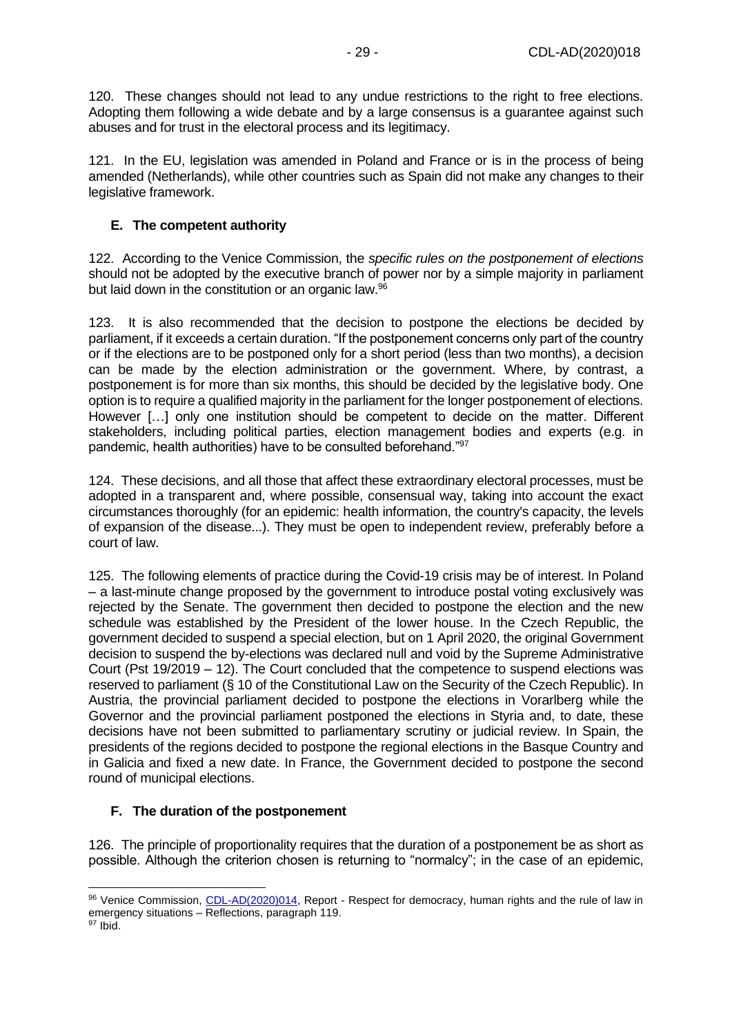120. These changes should not lead to any undue restrictions to the right to free elections. Adopting them following a wide debate and by a large consensus is a guarantee against such abuses and for trust in the electoral process and its legitimacy.

121. In the EU, legislation was amended in Poland and France or is in the process of being amended (Netherlands), while other countries such as Spain did not make any changes to their legislative framework.

### E. The competent authority

122. According to the Venice Commission, the *specific rules on the postponement of elections* should not be adopted by the executive branch of power nor by a simple majority in parliament but laid down in the constitution or an organic law.[96]

123. It is also recommended that the decision to postpone the elections be decided by parliament, if it exceeds a certain duration. "If the postponement concerns only part of the country or if the elections are to be postponed only for a short period (less than two months), a decision can be made by the election administration or the government. Where, by contrast, a postponement is for more than six months, this should be decided by the legislative body. One option is to require a qualified majority in the parliament for the longer postponement of elections. However […] only one institution should be competent to decide on the matter. Different stakeholders, including political parties, election management bodies and experts (e.g. in pandemic, health authorities) have to be consulted beforehand."[97]

124. These decisions, and all those that affect these extraordinary electoral processes, must be adopted in a transparent and, where possible, consensual way, taking into account the exact circumstances thoroughly (for an epidemic: health information, the country's capacity, the levels of expansion of the disease...). They must be open to independent review, preferably before a court of law.

125. The following elements of practice during the Covid-19 crisis may be of interest. In Poland – a last-minute change proposed by the government to introduce postal voting exclusively was rejected by the Senate. The government then decided to postpone the election and the new schedule was established by the President of the lower house. In the Czech Republic, the government decided to suspend a special election, but on 1 April 2020, the original Government decision to suspend the by-elections was declared null and void by the Supreme Administrative Court (Pst 19/2019 – 12). The Court concluded that the competence to suspend elections was reserved to parliament (§ 10 of the Constitutional Law on the Security of the Czech Republic). In Austria, the provincial parliament decided to postpone the elections in Vorarlberg while the Governor and the provincial parliament postponed the elections in Styria and, to date, these decisions have not been submitted to parliamentary scrutiny or judicial review. In Spain, the presidents of the regions decided to postpone the regional elections in the Basque Country and in Galicia and fixed a new date. In France, the Government decided to postpone the second round of municipal elections.

### F. The duration of the postponement

126. The principle of proportionality requires that the duration of a postponement be as short as possible. Although the criterion chosen is returning to "normalcy"; in the case of an epidemic,

---

[96] Venice Commission, CDL-AD(2020)014, Report - Respect for democracy, human rights and the rule of law in emergency situations – Reflections, paragraph 119.

[97] Ibid.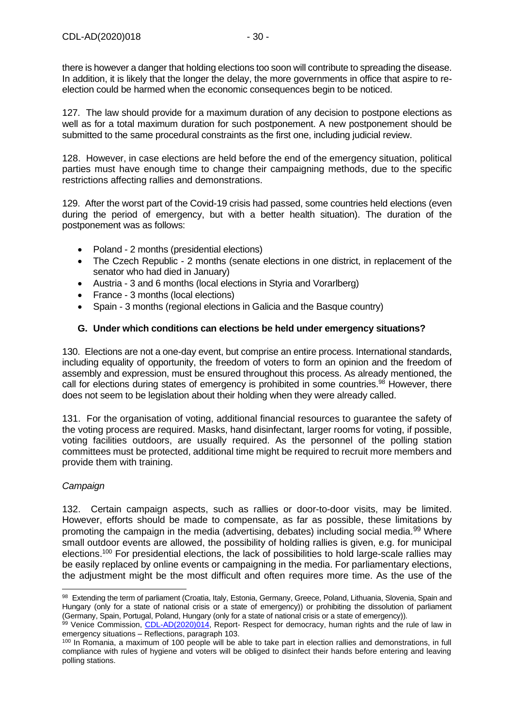there is however a danger that holding elections too soon will contribute to spreading the disease. In addition, it is likely that the longer the delay, the more governments in office that aspire to re-election could be harmed when the economic consequences begin to be noticed.

127. The law should provide for a maximum duration of any decision to postpone elections as well as for a total maximum duration for such postponement. A new postponement should be submitted to the same procedural constraints as the first one, including judicial review.

128. However, in case elections are held before the end of the emergency situation, political parties must have enough time to change their campaigning methods, due to the specific restrictions affecting rallies and demonstrations.

129. After the worst part of the Covid-19 crisis had passed, some countries held elections (even during the period of emergency, but with a better health situation). The duration of the postponement was as follows:

- Poland - 2 months (presidential elections)
- The Czech Republic - 2 months (senate elections in one district, in replacement of the senator who had died in January)
- Austria - 3 and 6 months (local elections in Styria and Vorarlberg)
- France - 3 months (local elections)
- Spain - 3 months (regional elections in Galicia and the Basque country)

### G. Under which conditions can elections be held under emergency situations?

130. Elections are not a one-day event, but comprise an entire process. International standards, including equality of opportunity, the freedom of voters to form an opinion and the freedom of assembly and expression, must be ensured throughout this process. As already mentioned, the call for elections during states of emergency is prohibited in some countries.[98] However, there does not seem to be legislation about their holding when they were already called.

131. For the organisation of voting, additional financial resources to guarantee the safety of the voting process are required. Masks, hand disinfectant, larger rooms for voting, if possible, voting facilities outdoors, are usually required. As the personnel of the polling station committees must be protected, additional time might be required to recruit more members and provide them with training.

*Campaign*

132. Certain campaign aspects, such as rallies or door-to-door visits, may be limited. However, efforts should be made to compensate, as far as possible, these limitations by promoting the campaign in the media (advertising, debates) including social media.[99] Where small outdoor events are allowed, the possibility of holding rallies is given, e.g. for municipal elections.[100] For presidential elections, the lack of possibilities to hold large-scale rallies may be easily replaced by online events or campaigning in the media. For parliamentary elections, the adjustment might be the most difficult and often requires more time. As the use of the

---

[98] Extending the term of parliament (Croatia, Italy, Estonia, Germany, Greece, Poland, Lithuania, Slovenia, Spain and Hungary (only for a state of national crisis or a state of emergency)) or prohibiting the dissolution of parliament (Germany, Spain, Portugal, Poland, Hungary (only for a state of national crisis or a state of emergency)).

[99] Venice Commission, CDL-AD(2020)014, Report- Respect for democracy, human rights and the rule of law in emergency situations – Reflections, paragraph 103.

[100] In Romania, a maximum of 100 people will be able to take part in election rallies and demonstrations, in full compliance with rules of hygiene and voters will be obliged to disinfect their hands before entering and leaving polling stations.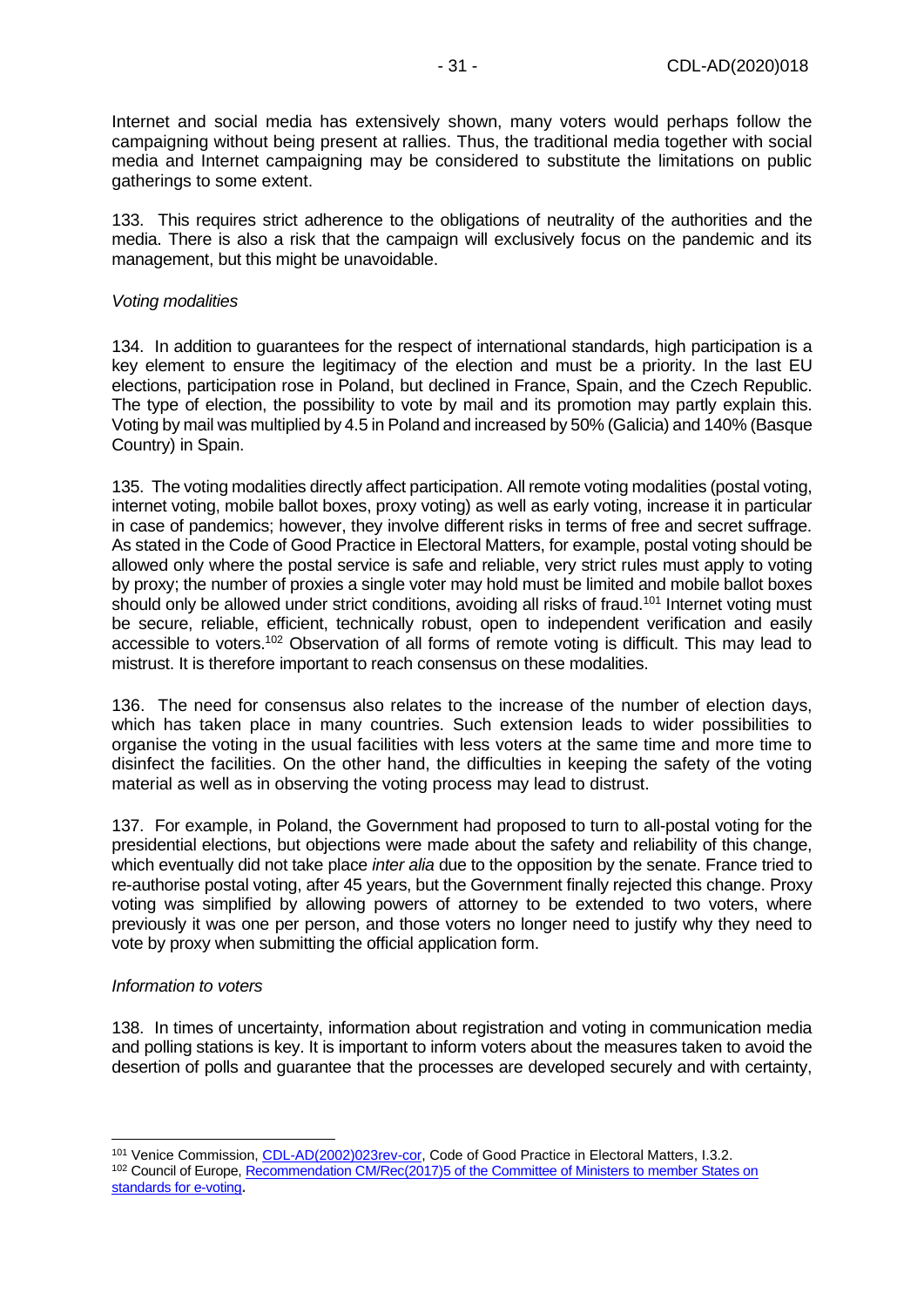Internet and social media has extensively shown, many voters would perhaps follow the campaigning without being present at rallies. Thus, the traditional media together with social media and Internet campaigning may be considered to substitute the limitations on public gatherings to some extent.

133. This requires strict adherence to the obligations of neutrality of the authorities and the media. There is also a risk that the campaign will exclusively focus on the pandemic and its management, but this might be unavoidable.

*Voting modalities*

134. In addition to guarantees for the respect of international standards, high participation is a key element to ensure the legitimacy of the election and must be a priority. In the last EU elections, participation rose in Poland, but declined in France, Spain, and the Czech Republic. The type of election, the possibility to vote by mail and its promotion may partly explain this. Voting by mail was multiplied by 4.5 in Poland and increased by 50% (Galicia) and 140% (Basque Country) in Spain.

135. The voting modalities directly affect participation. All remote voting modalities (postal voting, internet voting, mobile ballot boxes, proxy voting) as well as early voting, increase it in particular in case of pandemics; however, they involve different risks in terms of free and secret suffrage. As stated in the Code of Good Practice in Electoral Matters, for example, postal voting should be allowed only where the postal service is safe and reliable, very strict rules must apply to voting by proxy; the number of proxies a single voter may hold must be limited and mobile ballot boxes should only be allowed under strict conditions, avoiding all risks of fraud.[101] Internet voting must be secure, reliable, efficient, technically robust, open to independent verification and easily accessible to voters.[102] Observation of all forms of remote voting is difficult. This may lead to mistrust. It is therefore important to reach consensus on these modalities.

136. The need for consensus also relates to the increase of the number of election days, which has taken place in many countries. Such extension leads to wider possibilities to organise the voting in the usual facilities with less voters at the same time and more time to disinfect the facilities. On the other hand, the difficulties in keeping the safety of the voting material as well as in observing the voting process may lead to distrust.

137. For example, in Poland, the Government had proposed to turn to all-postal voting for the presidential elections, but objections were made about the safety and reliability of this change, which eventually did not take place *inter alia* due to the opposition by the senate. France tried to re-authorise postal voting, after 45 years, but the Government finally rejected this change. Proxy voting was simplified by allowing powers of attorney to be extended to two voters, where previously it was one per person, and those voters no longer need to justify why they need to vote by proxy when submitting the official application form.

*Information to voters*

138. In times of uncertainty, information about registration and voting in communication media and polling stations is key. It is important to inform voters about the measures taken to avoid the desertion of polls and guarantee that the processes are developed securely and with certainty,

---

[101] Venice Commission, CDL-AD(2002)023rev-cor, Code of Good Practice in Electoral Matters, I.3.2.

[102] Council of Europe, Recommendation CM/Rec(2017)5 of the Committee of Ministers to member States on standards for e-voting.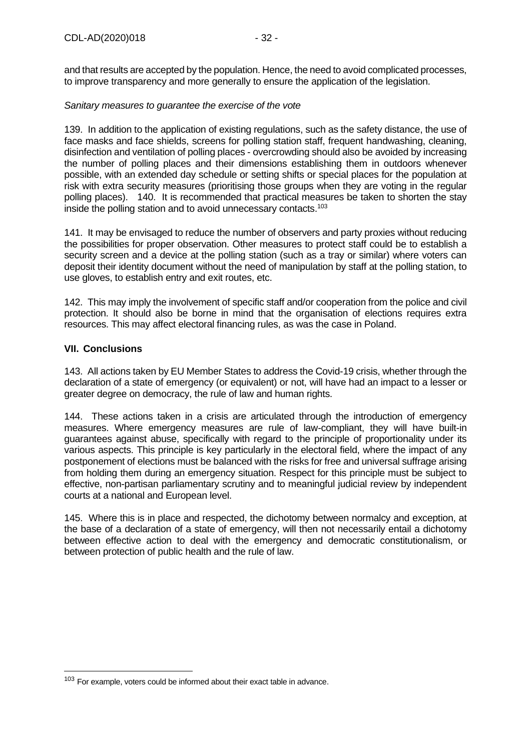and that results are accepted by the population. Hence, the need to avoid complicated processes, to improve transparency and more generally to ensure the application of the legislation.

*Sanitary measures to guarantee the exercise of the vote*

139. In addition to the application of existing regulations, such as the safety distance, the use of face masks and face shields, screens for polling station staff, frequent handwashing, cleaning, disinfection and ventilation of polling places - overcrowding should also be avoided by increasing the number of polling places and their dimensions establishing them in outdoors whenever possible, with an extended day schedule or setting shifts or special places for the population at risk with extra security measures (prioritising those groups when they are voting in the regular polling places). 140. It is recommended that practical measures be taken to shorten the stay inside the polling station and to avoid unnecessary contacts.[103]

141. It may be envisaged to reduce the number of observers and party proxies without reducing the possibilities for proper observation. Other measures to protect staff could be to establish a security screen and a device at the polling station (such as a tray or similar) where voters can deposit their identity document without the need of manipulation by staff at the polling station, to use gloves, to establish entry and exit routes, etc.

142. This may imply the involvement of specific staff and/or cooperation from the police and civil protection. It should also be borne in mind that the organisation of elections requires extra resources. This may affect electoral financing rules, as was the case in Poland.

## VII. Conclusions

143. All actions taken by EU Member States to address the Covid-19 crisis, whether through the declaration of a state of emergency (or equivalent) or not, will have had an impact to a lesser or greater degree on democracy, the rule of law and human rights.

144. These actions taken in a crisis are articulated through the introduction of emergency measures. Where emergency measures are rule of law-compliant, they will have built-in guarantees against abuse, specifically with regard to the principle of proportionality under its various aspects. This principle is key particularly in the electoral field, where the impact of any postponement of elections must be balanced with the risks for free and universal suffrage arising from holding them during an emergency situation. Respect for this principle must be subject to effective, non-partisan parliamentary scrutiny and to meaningful judicial review by independent courts at a national and European level.

145. Where this is in place and respected, the dichotomy between normalcy and exception, at the base of a declaration of a state of emergency, will then not necessarily entail a dichotomy between effective action to deal with the emergency and democratic constitutionalism, or between protection of public health and the rule of law.

---

[103] For example, voters could be informed about their exact table in advance.